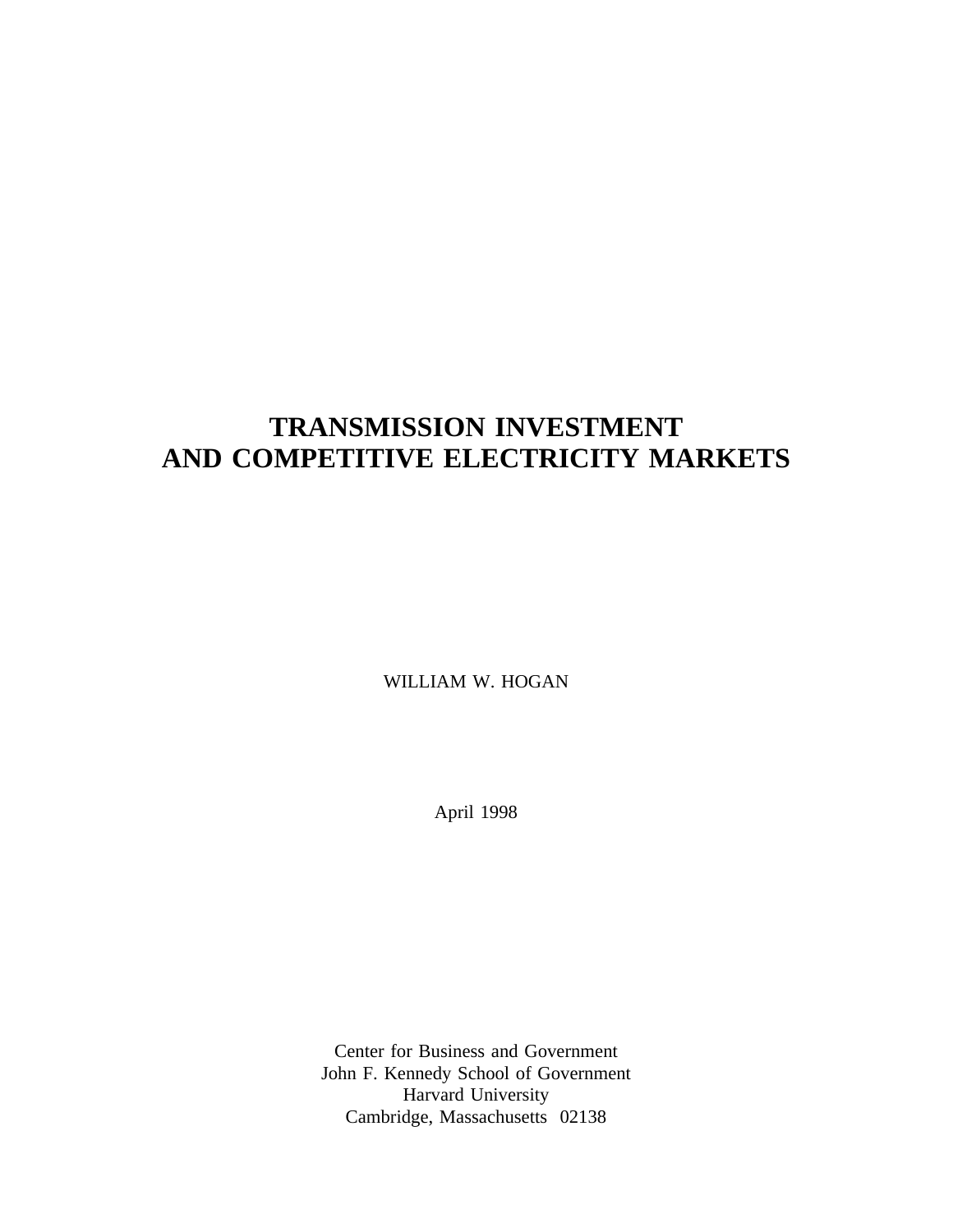# TRANSMISSION INVESTMENT AND COMPETITIVE ELECTRICITY MARKETS

WILLIAM W. HOGAN

April 1998

Center for Business and Government
John F. Kennedy School of Government
Harvard University
Cambridge, Massachusetts 02138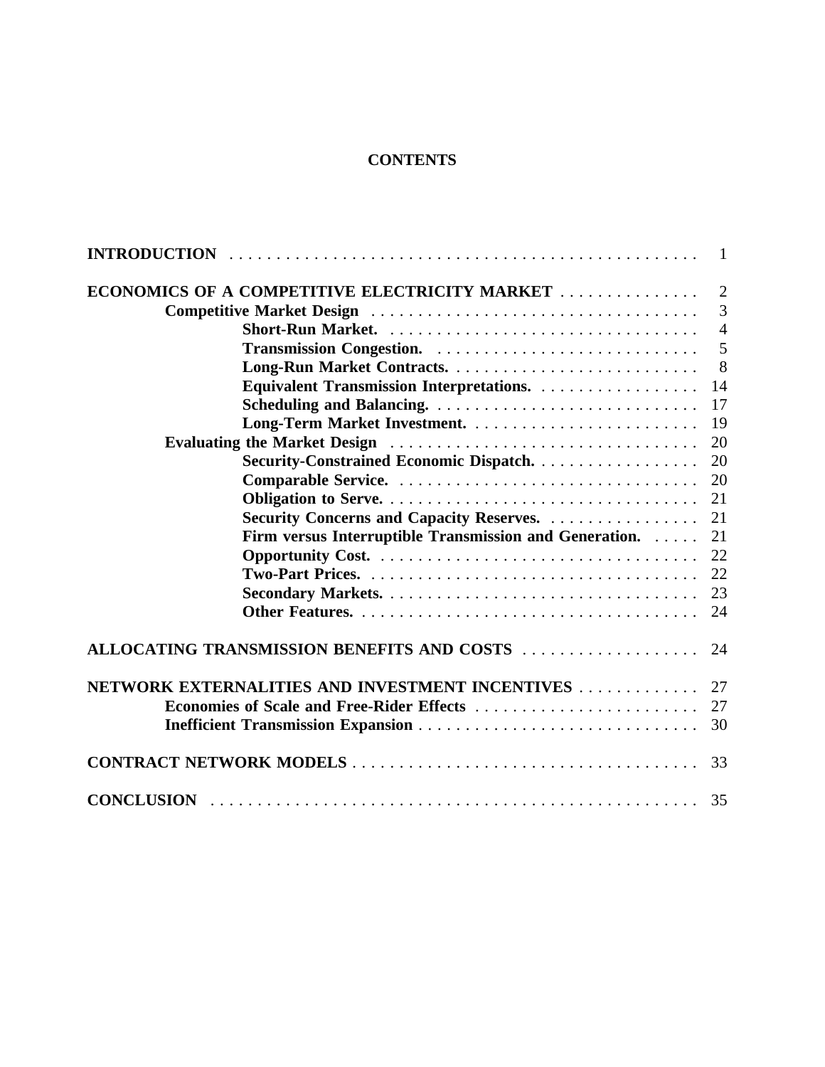# CONTENTS

| | |
|---|---|
| **INTRODUCTION** | 1 |
| **ECONOMICS OF A COMPETITIVE ELECTRICITY MARKET** | 2 |
| **Competitive Market Design** | 3 |
| **Short-Run Market.** | 4 |
| **Transmission Congestion.** | 5 |
| **Long-Run Market Contracts.** | 8 |
| **Equivalent Transmission Interpretations.** | 14 |
| **Scheduling and Balancing.** | 17 |
| **Long-Term Market Investment.** | 19 |
| **Evaluating the Market Design** | 20 |
| **Security-Constrained Economic Dispatch.** | 20 |
| **Comparable Service.** | 20 |
| **Obligation to Serve.** | 21 |
| **Security Concerns and Capacity Reserves.** | 21 |
| **Firm versus Interruptible Transmission and Generation.** | 21 |
| **Opportunity Cost.** | 22 |
| **Two-Part Prices.** | 22 |
| **Secondary Markets.** | 23 |
| **Other Features.** | 24 |
| **ALLOCATING TRANSMISSION BENEFITS AND COSTS** | 24 |
| **NETWORK EXTERNALITIES AND INVESTMENT INCENTIVES** | 27 |
| **Economies of Scale and Free-Rider Effects** | 27 |
| **Inefficient Transmission Expansion** | 30 |
| **CONTRACT NETWORK MODELS** | 33 |
| **CONCLUSION** | 35 |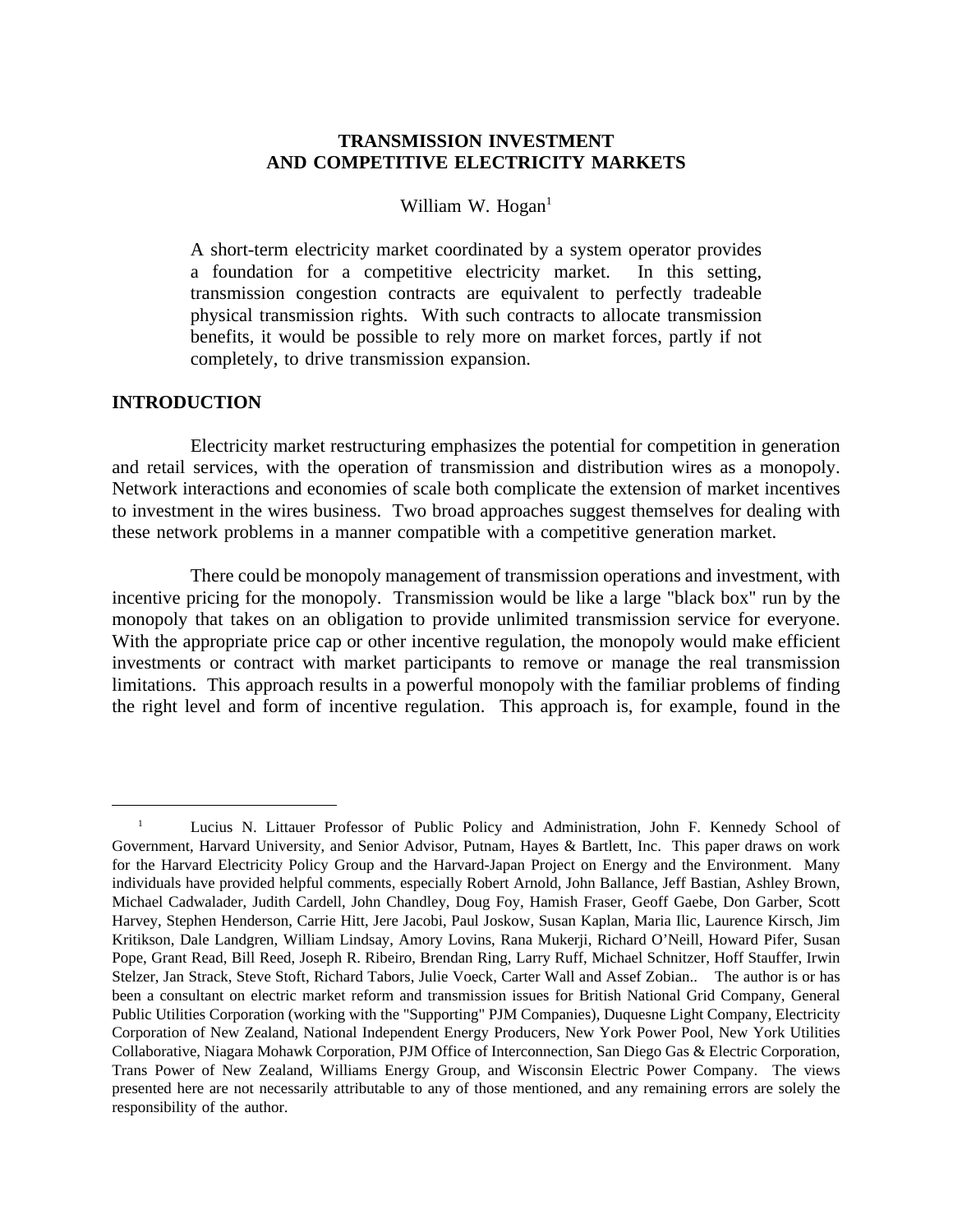# TRANSMISSION INVESTMENT AND COMPETITIVE ELECTRICITY MARKETS

William W. Hogan[1]

> A short-term electricity market coordinated by a system operator provides a foundation for a competitive electricity market. In this setting, transmission congestion contracts are equivalent to perfectly tradeable physical transmission rights. With such contracts to allocate transmission benefits, it would be possible to rely more on market forces, partly if not completely, to drive transmission expansion.

## INTRODUCTION

Electricity market restructuring emphasizes the potential for competition in generation and retail services, with the operation of transmission and distribution wires as a monopoly. Network interactions and economies of scale both complicate the extension of market incentives to investment in the wires business. Two broad approaches suggest themselves for dealing with these network problems in a manner compatible with a competitive generation market.

There could be monopoly management of transmission operations and investment, with incentive pricing for the monopoly. Transmission would be like a large "black box" run by the monopoly that takes on an obligation to provide unlimited transmission service for everyone. With the appropriate price cap or other incentive regulation, the monopoly would make efficient investments or contract with market participants to remove or manage the real transmission limitations. This approach results in a powerful monopoly with the familiar problems of finding the right level and form of incentive regulation. This approach is, for example, found in the

---

[1] Lucius N. Littauer Professor of Public Policy and Administration, John F. Kennedy School of Government, Harvard University, and Senior Advisor, Putnam, Hayes & Bartlett, Inc. This paper draws on work for the Harvard Electricity Policy Group and the Harvard-Japan Project on Energy and the Environment. Many individuals have provided helpful comments, especially Robert Arnold, John Ballance, Jeff Bastian, Ashley Brown, Michael Cadwalader, Judith Cardell, John Chandley, Doug Foy, Hamish Fraser, Geoff Gaebe, Don Garber, Scott Harvey, Stephen Henderson, Carrie Hitt, Jere Jacobi, Paul Joskow, Susan Kaplan, Maria Ilic, Laurence Kirsch, Jim Kritikson, Dale Landgren, William Lindsay, Amory Lovins, Rana Mukerji, Richard O'Neill, Howard Pifer, Susan Pope, Grant Read, Bill Reed, Joseph R. Ribeiro, Brendan Ring, Larry Ruff, Michael Schnitzer, Hoff Stauffer, Irwin Stelzer, Jan Strack, Steve Stoft, Richard Tabors, Julie Voeck, Carter Wall and Assef Zobian.. The author is or has been a consultant on electric market reform and transmission issues for British National Grid Company, General Public Utilities Corporation (working with the "Supporting" PJM Companies), Duquesne Light Company, Electricity Corporation of New Zealand, National Independent Energy Producers, New York Power Pool, New York Utilities Collaborative, Niagara Mohawk Corporation, PJM Office of Interconnection, San Diego Gas & Electric Corporation, Trans Power of New Zealand, Williams Energy Group, and Wisconsin Electric Power Company. The views presented here are not necessarily attributable to any of those mentioned, and any remaining errors are solely the responsibility of the author.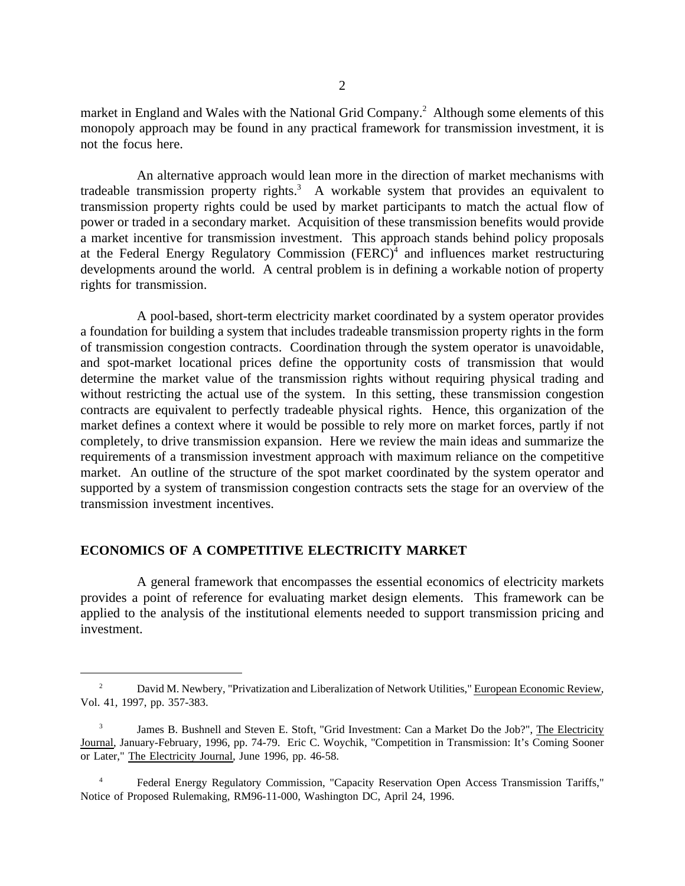market in England and Wales with the National Grid Company.[2] Although some elements of this monopoly approach may be found in any practical framework for transmission investment, it is not the focus here.

An alternative approach would lean more in the direction of market mechanisms with tradeable transmission property rights.[3] A workable system that provides an equivalent to transmission property rights could be used by market participants to match the actual flow of power or traded in a secondary market. Acquisition of these transmission benefits would provide a market incentive for transmission investment. This approach stands behind policy proposals at the Federal Energy Regulatory Commission (FERC)[4] and influences market restructuring developments around the world. A central problem is in defining a workable notion of property rights for transmission.

A pool-based, short-term electricity market coordinated by a system operator provides a foundation for building a system that includes tradeable transmission property rights in the form of transmission congestion contracts. Coordination through the system operator is unavoidable, and spot-market locational prices define the opportunity costs of transmission that would determine the market value of the transmission rights without requiring physical trading and without restricting the actual use of the system. In this setting, these transmission congestion contracts are equivalent to perfectly tradeable physical rights. Hence, this organization of the market defines a context where it would be possible to rely more on market forces, partly if not completely, to drive transmission expansion. Here we review the main ideas and summarize the requirements of a transmission investment approach with maximum reliance on the competitive market. An outline of the structure of the spot market coordinated by the system operator and supported by a system of transmission congestion contracts sets the stage for an overview of the transmission investment incentives.

## ECONOMICS OF A COMPETITIVE ELECTRICITY MARKET

A general framework that encompasses the essential economics of electricity markets provides a point of reference for evaluating market design elements. This framework can be applied to the analysis of the institutional elements needed to support transmission pricing and investment.

---

[2] David M. Newbery, "Privatization and Liberalization of Network Utilities," European Economic Review, Vol. 41, 1997, pp. 357-383.

[3] James B. Bushnell and Steven E. Stoft, "Grid Investment: Can a Market Do the Job?", The Electricity Journal, January-February, 1996, pp. 74-79. Eric C. Woychik, "Competition in Transmission: It's Coming Sooner or Later," The Electricity Journal, June 1996, pp. 46-58.

[4] Federal Energy Regulatory Commission, "Capacity Reservation Open Access Transmission Tariffs," Notice of Proposed Rulemaking, RM96-11-000, Washington DC, April 24, 1996.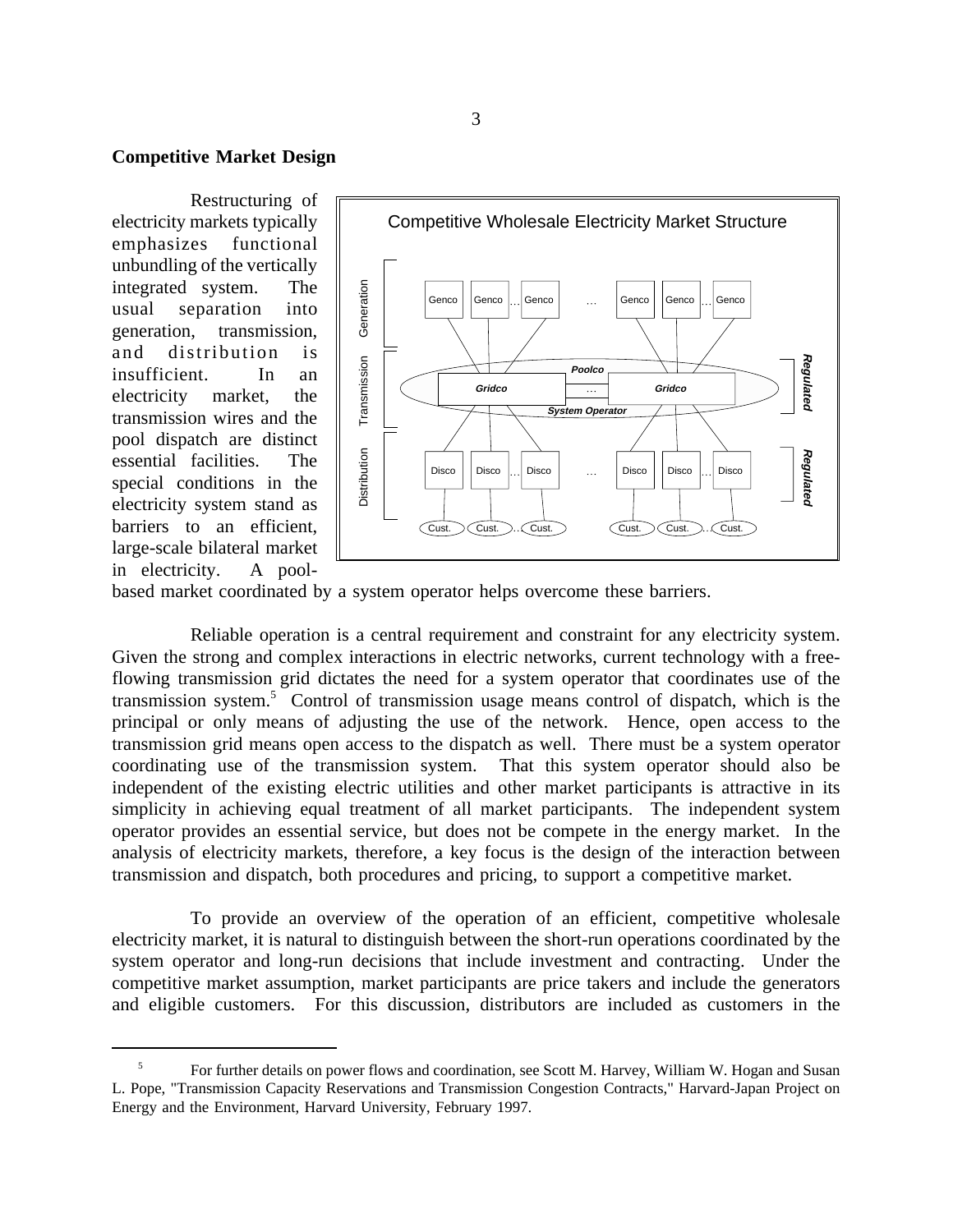## Competitive Market Design

Restructuring of electricity markets typically emphasizes functional unbundling of the vertically integrated system. The usual separation into generation, transmission, and distribution is insufficient. In an electricity market, the transmission wires and the pool dispatch are distinct essential facilities. The special conditions in the electricity system stand as barriers to an efficient, large-scale bilateral market in electricity. A pool-based market coordinated by a system operator helps overcome these barriers.

Reliable operation is a central requirement and constraint for any electricity system. Given the strong and complex interactions in electric networks, current technology with a free-flowing transmission grid dictates the need for a system operator that coordinates use of the transmission system.[5] Control of transmission usage means control of dispatch, which is the principal or only means of adjusting the use of the network. Hence, open access to the transmission grid means open access to the dispatch as well. There must be a system operator coordinating use of the transmission system. That this system operator should also be independent of the existing electric utilities and other market participants is attractive in its simplicity in achieving equal treatment of all market participants. The independent system operator provides an essential service, but does not be compete in the energy market. In the analysis of electricity markets, therefore, a key focus is the design of the interaction between transmission and dispatch, both procedures and pricing, to support a competitive market.

To provide an overview of the operation of an efficient, competitive wholesale electricity market, it is natural to distinguish between the short-run operations coordinated by the system operator and long-run decisions that include investment and contracting. Under the competitive market assumption, market participants are price takers and include the generators and eligible customers. For this discussion, distributors are included as customers in the

[5] For further details on power flows and coordination, see Scott M. Harvey, William W. Hogan and Susan L. Pope, "Transmission Capacity Reservations and Transmission Congestion Contracts," Harvard-Japan Project on Energy and the Environment, Harvard University, February 1997.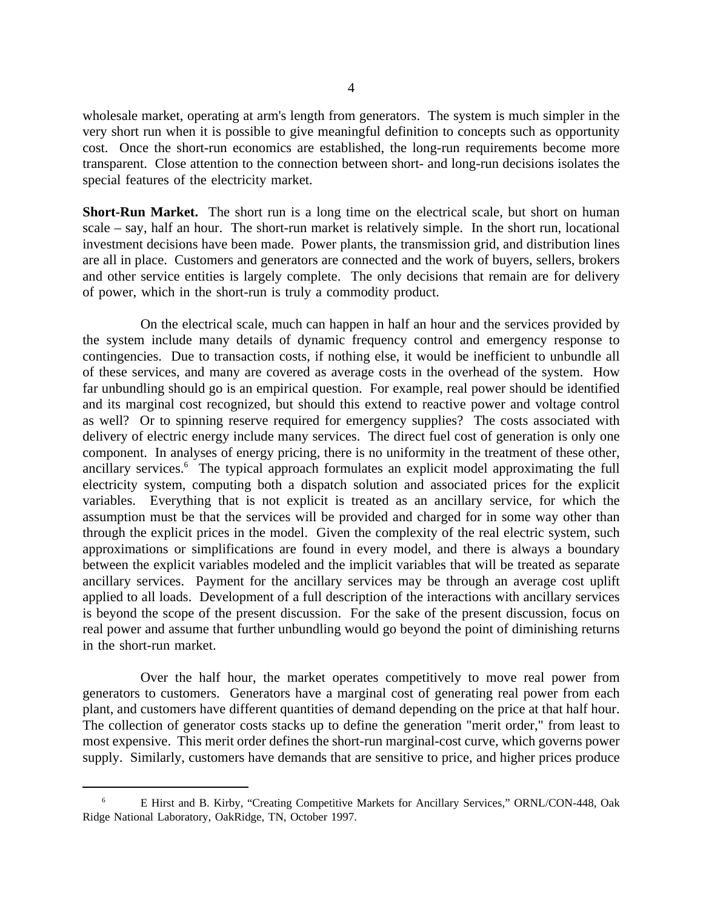wholesale market, operating at arm's length from generators. The system is much simpler in the very short run when it is possible to give meaningful definition to concepts such as opportunity cost. Once the short-run economics are established, the long-run requirements become more transparent. Close attention to the connection between short- and long-run decisions isolates the special features of the electricity market.

**Short-Run Market.** The short run is a long time on the electrical scale, but short on human scale – say, half an hour. The short-run market is relatively simple. In the short run, locational investment decisions have been made. Power plants, the transmission grid, and distribution lines are all in place. Customers and generators are connected and the work of buyers, sellers, brokers and other service entities is largely complete. The only decisions that remain are for delivery of power, which in the short-run is truly a commodity product.

On the electrical scale, much can happen in half an hour and the services provided by the system include many details of dynamic frequency control and emergency response to contingencies. Due to transaction costs, if nothing else, it would be inefficient to unbundle all of these services, and many are covered as average costs in the overhead of the system. How far unbundling should go is an empirical question. For example, real power should be identified and its marginal cost recognized, but should this extend to reactive power and voltage control as well? Or to spinning reserve required for emergency supplies? The costs associated with delivery of electric energy include many services. The direct fuel cost of generation is only one component. In analyses of energy pricing, there is no uniformity in the treatment of these other, ancillary services.[6] The typical approach formulates an explicit model approximating the full electricity system, computing both a dispatch solution and associated prices for the explicit variables. Everything that is not explicit is treated as an ancillary service, for which the assumption must be that the services will be provided and charged for in some way other than through the explicit prices in the model. Given the complexity of the real electric system, such approximations or simplifications are found in every model, and there is always a boundary between the explicit variables modeled and the implicit variables that will be treated as separate ancillary services. Payment for the ancillary services may be through an average cost uplift applied to all loads. Development of a full description of the interactions with ancillary services is beyond the scope of the present discussion. For the sake of the present discussion, focus on real power and assume that further unbundling would go beyond the point of diminishing returns in the short-run market.

Over the half hour, the market operates competitively to move real power from generators to customers. Generators have a marginal cost of generating real power from each plant, and customers have different quantities of demand depending on the price at that half hour. The collection of generator costs stacks up to define the generation "merit order," from least to most expensive. This merit order defines the short-run marginal-cost curve, which governs power supply. Similarly, customers have demands that are sensitive to price, and higher prices produce

---

[6] E Hirst and B. Kirby, "Creating Competitive Markets for Ancillary Services," ORNL/CON-448, Oak Ridge National Laboratory, OakRidge, TN, October 1997.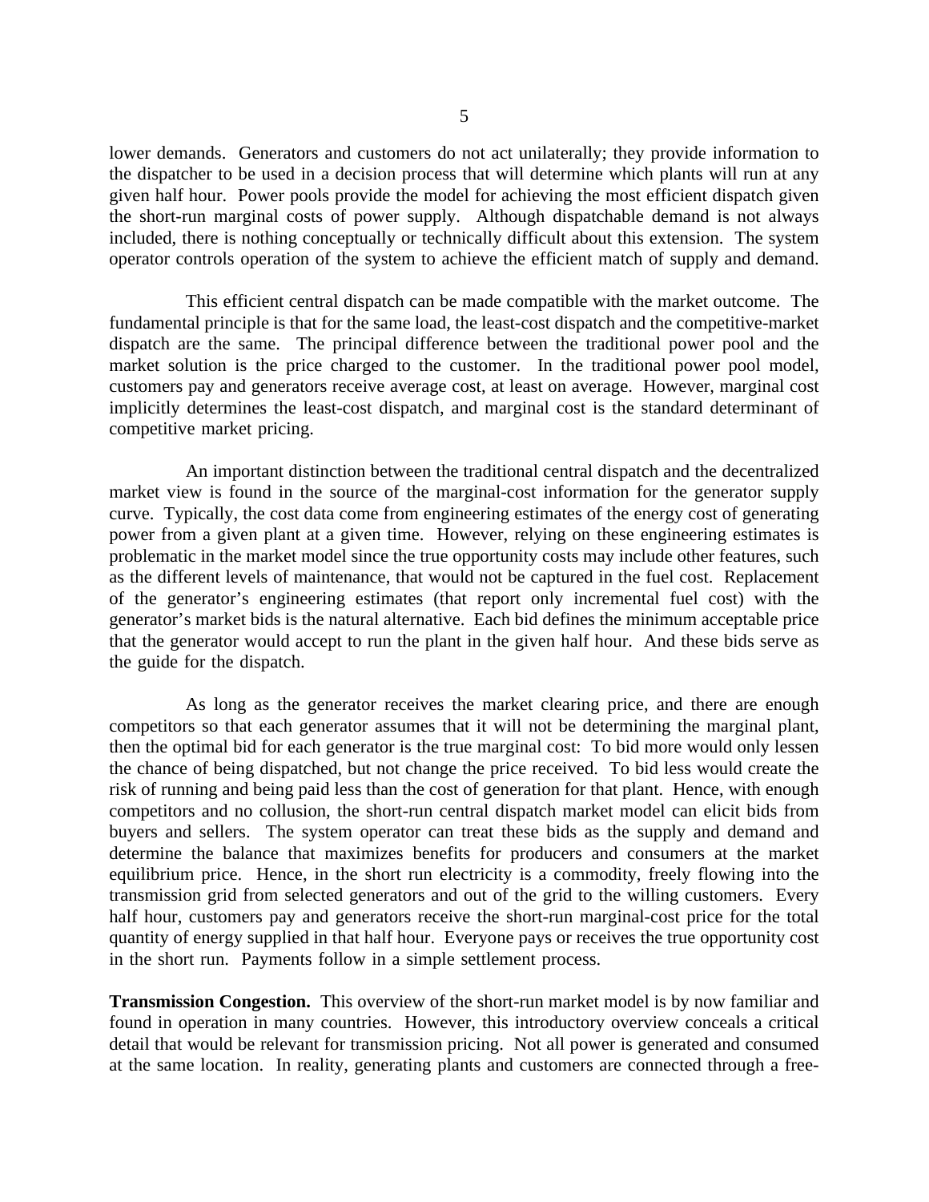lower demands. Generators and customers do not act unilaterally; they provide information to the dispatcher to be used in a decision process that will determine which plants will run at any given half hour. Power pools provide the model for achieving the most efficient dispatch given the short-run marginal costs of power supply. Although dispatchable demand is not always included, there is nothing conceptually or technically difficult about this extension. The system operator controls operation of the system to achieve the efficient match of supply and demand.

This efficient central dispatch can be made compatible with the market outcome. The fundamental principle is that for the same load, the least-cost dispatch and the competitive-market dispatch are the same. The principal difference between the traditional power pool and the market solution is the price charged to the customer. In the traditional power pool model, customers pay and generators receive average cost, at least on average. However, marginal cost implicitly determines the least-cost dispatch, and marginal cost is the standard determinant of competitive market pricing.

An important distinction between the traditional central dispatch and the decentralized market view is found in the source of the marginal-cost information for the generator supply curve. Typically, the cost data come from engineering estimates of the energy cost of generating power from a given plant at a given time. However, relying on these engineering estimates is problematic in the market model since the true opportunity costs may include other features, such as the different levels of maintenance, that would not be captured in the fuel cost. Replacement of the generator's engineering estimates (that report only incremental fuel cost) with the generator's market bids is the natural alternative. Each bid defines the minimum acceptable price that the generator would accept to run the plant in the given half hour. And these bids serve as the guide for the dispatch.

As long as the generator receives the market clearing price, and there are enough competitors so that each generator assumes that it will not be determining the marginal plant, then the optimal bid for each generator is the true marginal cost: To bid more would only lessen the chance of being dispatched, but not change the price received. To bid less would create the risk of running and being paid less than the cost of generation for that plant. Hence, with enough competitors and no collusion, the short-run central dispatch market model can elicit bids from buyers and sellers. The system operator can treat these bids as the supply and demand and determine the balance that maximizes benefits for producers and consumers at the market equilibrium price. Hence, in the short run electricity is a commodity, freely flowing into the transmission grid from selected generators and out of the grid to the willing customers. Every half hour, customers pay and generators receive the short-run marginal-cost price for the total quantity of energy supplied in that half hour. Everyone pays or receives the true opportunity cost in the short run. Payments follow in a simple settlement process.

**Transmission Congestion.** This overview of the short-run market model is by now familiar and found in operation in many countries. However, this introductory overview conceals a critical detail that would be relevant for transmission pricing. Not all power is generated and consumed at the same location. In reality, generating plants and customers are connected through a free-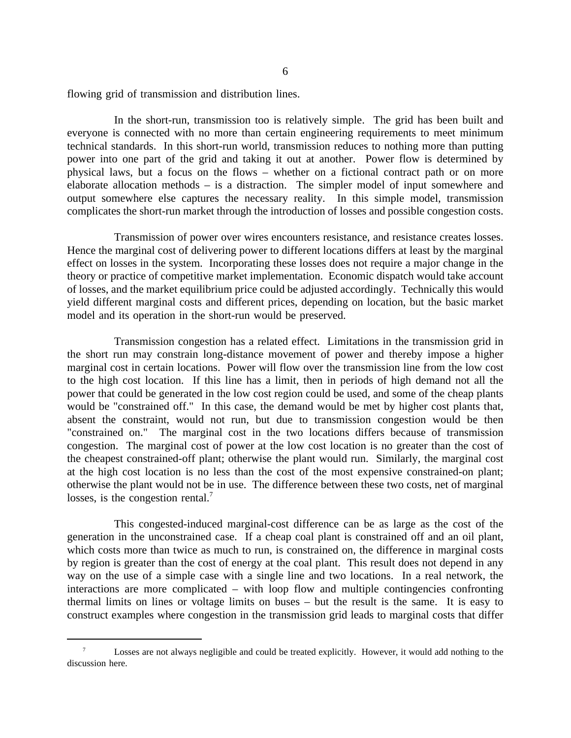flowing grid of transmission and distribution lines.

In the short-run, transmission too is relatively simple. The grid has been built and everyone is connected with no more than certain engineering requirements to meet minimum technical standards. In this short-run world, transmission reduces to nothing more than putting power into one part of the grid and taking it out at another. Power flow is determined by physical laws, but a focus on the flows – whether on a fictional contract path or on more elaborate allocation methods – is a distraction. The simpler model of input somewhere and output somewhere else captures the necessary reality. In this simple model, transmission complicates the short-run market through the introduction of losses and possible congestion costs.

Transmission of power over wires encounters resistance, and resistance creates losses. Hence the marginal cost of delivering power to different locations differs at least by the marginal effect on losses in the system. Incorporating these losses does not require a major change in the theory or practice of competitive market implementation. Economic dispatch would take account of losses, and the market equilibrium price could be adjusted accordingly. Technically this would yield different marginal costs and different prices, depending on location, but the basic market model and its operation in the short-run would be preserved.

Transmission congestion has a related effect. Limitations in the transmission grid in the short run may constrain long-distance movement of power and thereby impose a higher marginal cost in certain locations. Power will flow over the transmission line from the low cost to the high cost location. If this line has a limit, then in periods of high demand not all the power that could be generated in the low cost region could be used, and some of the cheap plants would be "constrained off." In this case, the demand would be met by higher cost plants that, absent the constraint, would not run, but due to transmission congestion would be then "constrained on." The marginal cost in the two locations differs because of transmission congestion. The marginal cost of power at the low cost location is no greater than the cost of the cheapest constrained-off plant; otherwise the plant would run. Similarly, the marginal cost at the high cost location is no less than the cost of the most expensive constrained-on plant; otherwise the plant would not be in use. The difference between these two costs, net of marginal losses, is the congestion rental.[7]

This congested-induced marginal-cost difference can be as large as the cost of the generation in the unconstrained case. If a cheap coal plant is constrained off and an oil plant, which costs more than twice as much to run, is constrained on, the difference in marginal costs by region is greater than the cost of energy at the coal plant. This result does not depend in any way on the use of a simple case with a single line and two locations. In a real network, the interactions are more complicated – with loop flow and multiple contingencies confronting thermal limits on lines or voltage limits on buses – but the result is the same. It is easy to construct examples where congestion in the transmission grid leads to marginal costs that differ

---

[7] Losses are not always negligible and could be treated explicitly. However, it would add nothing to the discussion here.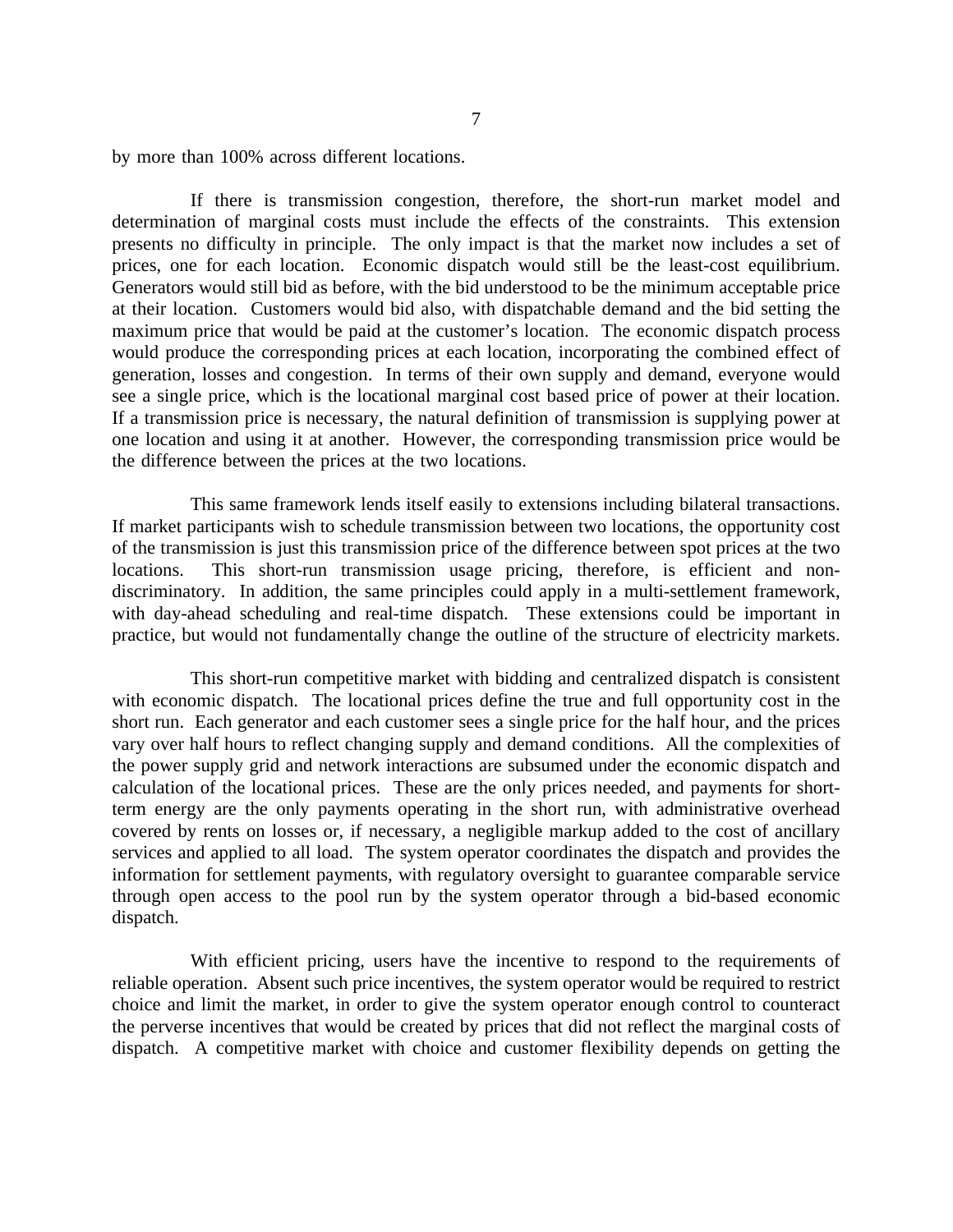by more than 100% across different locations.

If there is transmission congestion, therefore, the short-run market model and determination of marginal costs must include the effects of the constraints. This extension presents no difficulty in principle. The only impact is that the market now includes a set of prices, one for each location. Economic dispatch would still be the least-cost equilibrium. Generators would still bid as before, with the bid understood to be the minimum acceptable price at their location. Customers would bid also, with dispatchable demand and the bid setting the maximum price that would be paid at the customer's location. The economic dispatch process would produce the corresponding prices at each location, incorporating the combined effect of generation, losses and congestion. In terms of their own supply and demand, everyone would see a single price, which is the locational marginal cost based price of power at their location. If a transmission price is necessary, the natural definition of transmission is supplying power at one location and using it at another. However, the corresponding transmission price would be the difference between the prices at the two locations.

This same framework lends itself easily to extensions including bilateral transactions. If market participants wish to schedule transmission between two locations, the opportunity cost of the transmission is just this transmission price of the difference between spot prices at the two locations. This short-run transmission usage pricing, therefore, is efficient and non-discriminatory. In addition, the same principles could apply in a multi-settlement framework, with day-ahead scheduling and real-time dispatch. These extensions could be important in practice, but would not fundamentally change the outline of the structure of electricity markets.

This short-run competitive market with bidding and centralized dispatch is consistent with economic dispatch. The locational prices define the true and full opportunity cost in the short run. Each generator and each customer sees a single price for the half hour, and the prices vary over half hours to reflect changing supply and demand conditions. All the complexities of the power supply grid and network interactions are subsumed under the economic dispatch and calculation of the locational prices. These are the only prices needed, and payments for short-term energy are the only payments operating in the short run, with administrative overhead covered by rents on losses or, if necessary, a negligible markup added to the cost of ancillary services and applied to all load. The system operator coordinates the dispatch and provides the information for settlement payments, with regulatory oversight to guarantee comparable service through open access to the pool run by the system operator through a bid-based economic dispatch.

With efficient pricing, users have the incentive to respond to the requirements of reliable operation. Absent such price incentives, the system operator would be required to restrict choice and limit the market, in order to give the system operator enough control to counteract the perverse incentives that would be created by prices that did not reflect the marginal costs of dispatch. A competitive market with choice and customer flexibility depends on getting the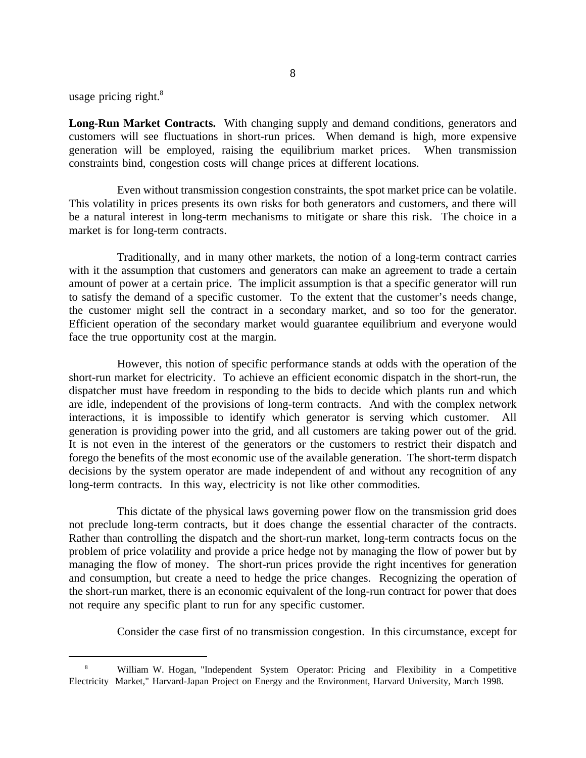usage pricing right.[8]

**Long-Run Market Contracts.** With changing supply and demand conditions, generators and customers will see fluctuations in short-run prices. When demand is high, more expensive generation will be employed, raising the equilibrium market prices. When transmission constraints bind, congestion costs will change prices at different locations.

Even without transmission congestion constraints, the spot market price can be volatile. This volatility in prices presents its own risks for both generators and customers, and there will be a natural interest in long-term mechanisms to mitigate or share this risk. The choice in a market is for long-term contracts.

Traditionally, and in many other markets, the notion of a long-term contract carries with it the assumption that customers and generators can make an agreement to trade a certain amount of power at a certain price. The implicit assumption is that a specific generator will run to satisfy the demand of a specific customer. To the extent that the customer's needs change, the customer might sell the contract in a secondary market, and so too for the generator. Efficient operation of the secondary market would guarantee equilibrium and everyone would face the true opportunity cost at the margin.

However, this notion of specific performance stands at odds with the operation of the short-run market for electricity. To achieve an efficient economic dispatch in the short-run, the dispatcher must have freedom in responding to the bids to decide which plants run and which are idle, independent of the provisions of long-term contracts. And with the complex network interactions, it is impossible to identify which generator is serving which customer. All generation is providing power into the grid, and all customers are taking power out of the grid. It is not even in the interest of the generators or the customers to restrict their dispatch and forego the benefits of the most economic use of the available generation. The short-term dispatch decisions by the system operator are made independent of and without any recognition of any long-term contracts. In this way, electricity is not like other commodities.

This dictate of the physical laws governing power flow on the transmission grid does not preclude long-term contracts, but it does change the essential character of the contracts. Rather than controlling the dispatch and the short-run market, long-term contracts focus on the problem of price volatility and provide a price hedge not by managing the flow of power but by managing the flow of money. The short-run prices provide the right incentives for generation and consumption, but create a need to hedge the price changes. Recognizing the operation of the short-run market, there is an economic equivalent of the long-run contract for power that does not require any specific plant to run for any specific customer.

Consider the case first of no transmission congestion. In this circumstance, except for

---

[8] William W. Hogan, "Independent System Operator: Pricing and Flexibility in a Competitive Electricity Market," Harvard-Japan Project on Energy and the Environment, Harvard University, March 1998.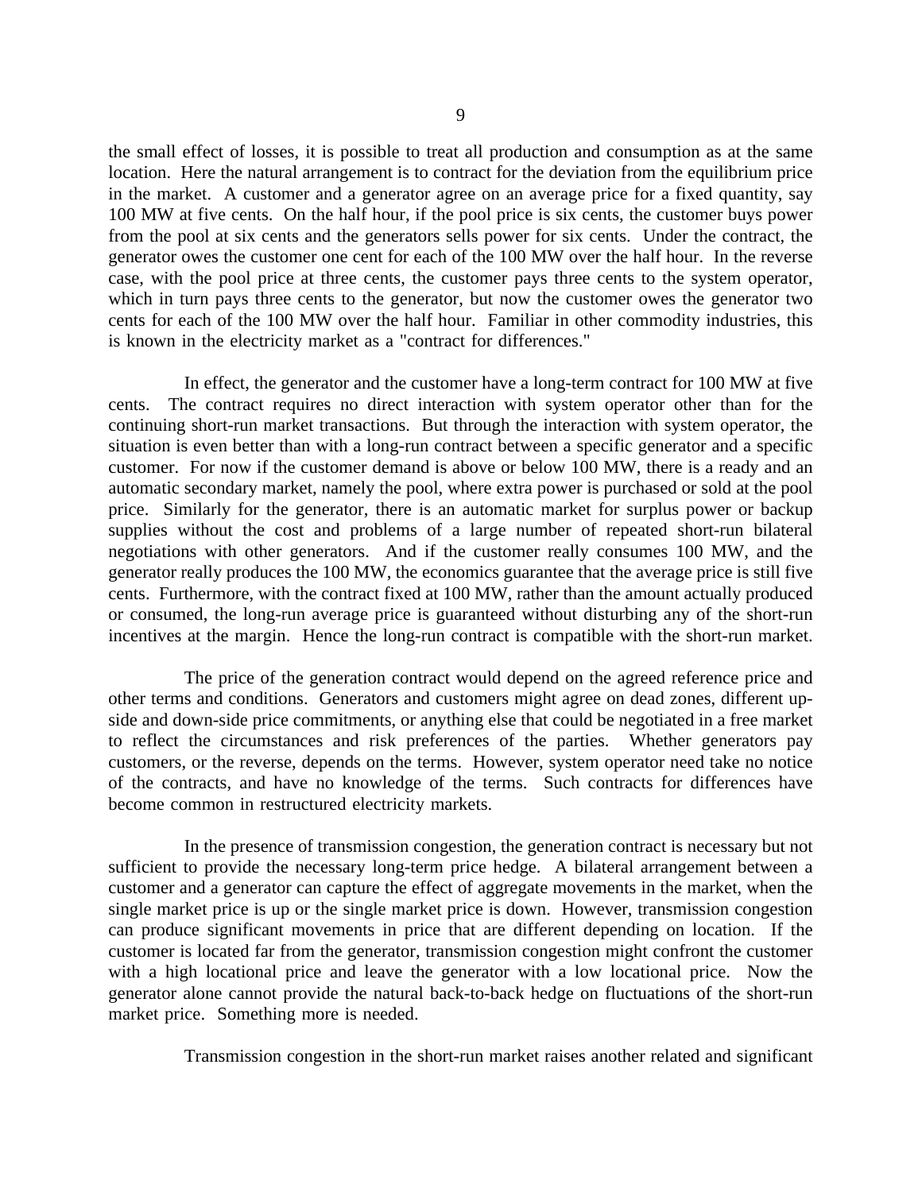the small effect of losses, it is possible to treat all production and consumption as at the same location. Here the natural arrangement is to contract for the deviation from the equilibrium price in the market. A customer and a generator agree on an average price for a fixed quantity, say 100 MW at five cents. On the half hour, if the pool price is six cents, the customer buys power from the pool at six cents and the generators sells power for six cents. Under the contract, the generator owes the customer one cent for each of the 100 MW over the half hour. In the reverse case, with the pool price at three cents, the customer pays three cents to the system operator, which in turn pays three cents to the generator, but now the customer owes the generator two cents for each of the 100 MW over the half hour. Familiar in other commodity industries, this is known in the electricity market as a "contract for differences."

In effect, the generator and the customer have a long-term contract for 100 MW at five cents. The contract requires no direct interaction with system operator other than for the continuing short-run market transactions. But through the interaction with system operator, the situation is even better than with a long-run contract between a specific generator and a specific customer. For now if the customer demand is above or below 100 MW, there is a ready and an automatic secondary market, namely the pool, where extra power is purchased or sold at the pool price. Similarly for the generator, there is an automatic market for surplus power or backup supplies without the cost and problems of a large number of repeated short-run bilateral negotiations with other generators. And if the customer really consumes 100 MW, and the generator really produces the 100 MW, the economics guarantee that the average price is still five cents. Furthermore, with the contract fixed at 100 MW, rather than the amount actually produced or consumed, the long-run average price is guaranteed without disturbing any of the short-run incentives at the margin. Hence the long-run contract is compatible with the short-run market.

The price of the generation contract would depend on the agreed reference price and other terms and conditions. Generators and customers might agree on dead zones, different up-side and down-side price commitments, or anything else that could be negotiated in a free market to reflect the circumstances and risk preferences of the parties. Whether generators pay customers, or the reverse, depends on the terms. However, system operator need take no notice of the contracts, and have no knowledge of the terms. Such contracts for differences have become common in restructured electricity markets.

In the presence of transmission congestion, the generation contract is necessary but not sufficient to provide the necessary long-term price hedge. A bilateral arrangement between a customer and a generator can capture the effect of aggregate movements in the market, when the single market price is up or the single market price is down. However, transmission congestion can produce significant movements in price that are different depending on location. If the customer is located far from the generator, transmission congestion might confront the customer with a high locational price and leave the generator with a low locational price. Now the generator alone cannot provide the natural back-to-back hedge on fluctuations of the short-run market price. Something more is needed.

Transmission congestion in the short-run market raises another related and significant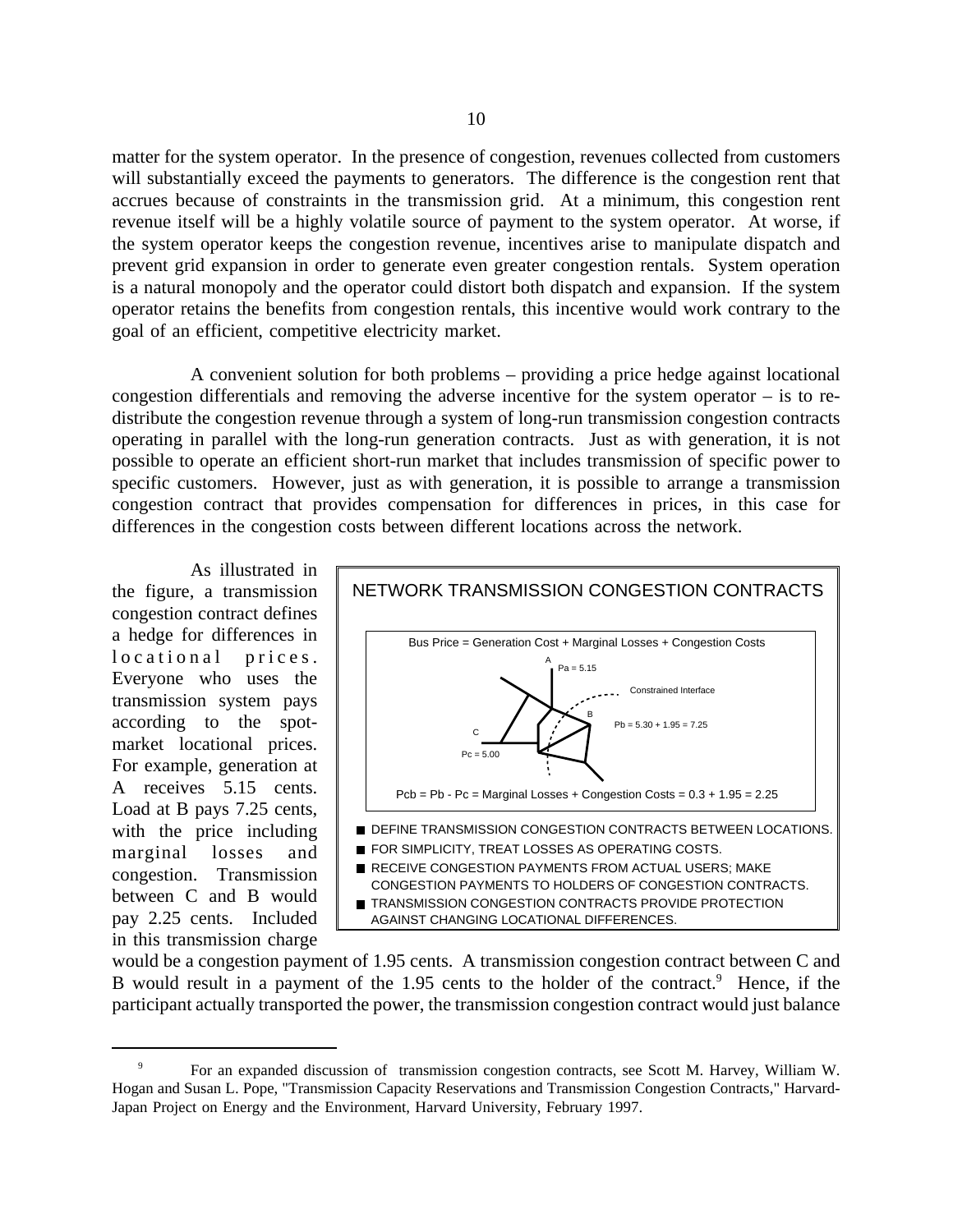matter for the system operator. In the presence of congestion, revenues collected from customers will substantially exceed the payments to generators. The difference is the congestion rent that accrues because of constraints in the transmission grid. At a minimum, this congestion rent revenue itself will be a highly volatile source of payment to the system operator. At worse, if the system operator keeps the congestion revenue, incentives arise to manipulate dispatch and prevent grid expansion in order to generate even greater congestion rentals. System operation is a natural monopoly and the operator could distort both dispatch and expansion. If the system operator retains the benefits from congestion rentals, this incentive would work contrary to the goal of an efficient, competitive electricity market.

A convenient solution for both problems – providing a price hedge against locational congestion differentials and removing the adverse incentive for the system operator – is to re-distribute the congestion revenue through a system of long-run transmission congestion contracts operating in parallel with the long-run generation contracts. Just as with generation, it is not possible to operate an efficient short-run market that includes transmission of specific power to specific customers. However, just as with generation, it is possible to arrange a transmission congestion contract that provides compensation for differences in prices, in this case for differences in the congestion costs between different locations across the network.

**NETWORK TRANSMISSION CONGESTION CONTRACTS**

Bus Price = Generation Cost + Marginal Losses + Congestion Costs

A: Pa = 5.15

Constrained Interface

B: Pb = 5.30 + 1.95 = 7.25

C: Pc = 5.00

Pcb = Pb - Pc = Marginal Losses + Congestion Costs = 0.3 + 1.95 = 2.25

- DEFINE TRANSMISSION CONGESTION CONTRACTS BETWEEN LOCATIONS.
- FOR SIMPLICITY, TREAT LOSSES AS OPERATING COSTS.
- RECEIVE CONGESTION PAYMENTS FROM ACTUAL USERS; MAKE CONGESTION PAYMENTS TO HOLDERS OF CONGESTION CONTRACTS.
- TRANSMISSION CONGESTION CONTRACTS PROVIDE PROTECTION AGAINST CHANGING LOCATIONAL DIFFERENCES.

As illustrated in the figure, a transmission congestion contract defines a hedge for differences in locational prices. Everyone who uses the transmission system pays according to the spot-market locational prices. For example, generation at A receives 5.15 cents. Load at B pays 7.25 cents, with the price including marginal losses and congestion. Transmission between C and B would pay 2.25 cents. Included in this transmission charge would be a congestion payment of 1.95 cents. A transmission congestion contract between C and B would result in a payment of the 1.95 cents to the holder of the contract.[9] Hence, if the participant actually transported the power, the transmission congestion contract would just balance

[9] For an expanded discussion of transmission congestion contracts, see Scott M. Harvey, William W. Hogan and Susan L. Pope, "Transmission Capacity Reservations and Transmission Congestion Contracts," Harvard-Japan Project on Energy and the Environment, Harvard University, February 1997.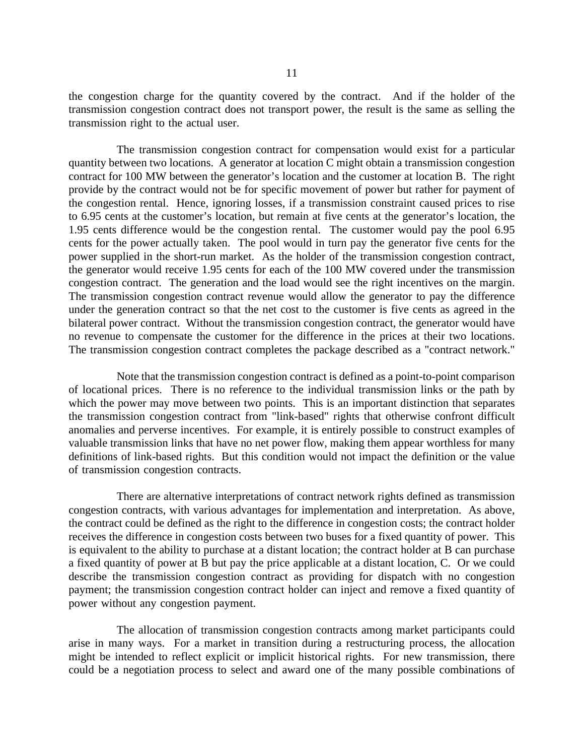the congestion charge for the quantity covered by the contract. And if the holder of the transmission congestion contract does not transport power, the result is the same as selling the transmission right to the actual user.

The transmission congestion contract for compensation would exist for a particular quantity between two locations. A generator at location C might obtain a transmission congestion contract for 100 MW between the generator's location and the customer at location B. The right provide by the contract would not be for specific movement of power but rather for payment of the congestion rental. Hence, ignoring losses, if a transmission constraint caused prices to rise to 6.95 cents at the customer's location, but remain at five cents at the generator's location, the 1.95 cents difference would be the congestion rental. The customer would pay the pool 6.95 cents for the power actually taken. The pool would in turn pay the generator five cents for the power supplied in the short-run market. As the holder of the transmission congestion contract, the generator would receive 1.95 cents for each of the 100 MW covered under the transmission congestion contract. The generation and the load would see the right incentives on the margin. The transmission congestion contract revenue would allow the generator to pay the difference under the generation contract so that the net cost to the customer is five cents as agreed in the bilateral power contract. Without the transmission congestion contract, the generator would have no revenue to compensate the customer for the difference in the prices at their two locations. The transmission congestion contract completes the package described as a "contract network."

Note that the transmission congestion contract is defined as a point-to-point comparison of locational prices. There is no reference to the individual transmission links or the path by which the power may move between two points. This is an important distinction that separates the transmission congestion contract from "link-based" rights that otherwise confront difficult anomalies and perverse incentives. For example, it is entirely possible to construct examples of valuable transmission links that have no net power flow, making them appear worthless for many definitions of link-based rights. But this condition would not impact the definition or the value of transmission congestion contracts.

There are alternative interpretations of contract network rights defined as transmission congestion contracts, with various advantages for implementation and interpretation. As above, the contract could be defined as the right to the difference in congestion costs; the contract holder receives the difference in congestion costs between two buses for a fixed quantity of power. This is equivalent to the ability to purchase at a distant location; the contract holder at B can purchase a fixed quantity of power at B but pay the price applicable at a distant location, C. Or we could describe the transmission congestion contract as providing for dispatch with no congestion payment; the transmission congestion contract holder can inject and remove a fixed quantity of power without any congestion payment.

The allocation of transmission congestion contracts among market participants could arise in many ways. For a market in transition during a restructuring process, the allocation might be intended to reflect explicit or implicit historical rights. For new transmission, there could be a negotiation process to select and award one of the many possible combinations of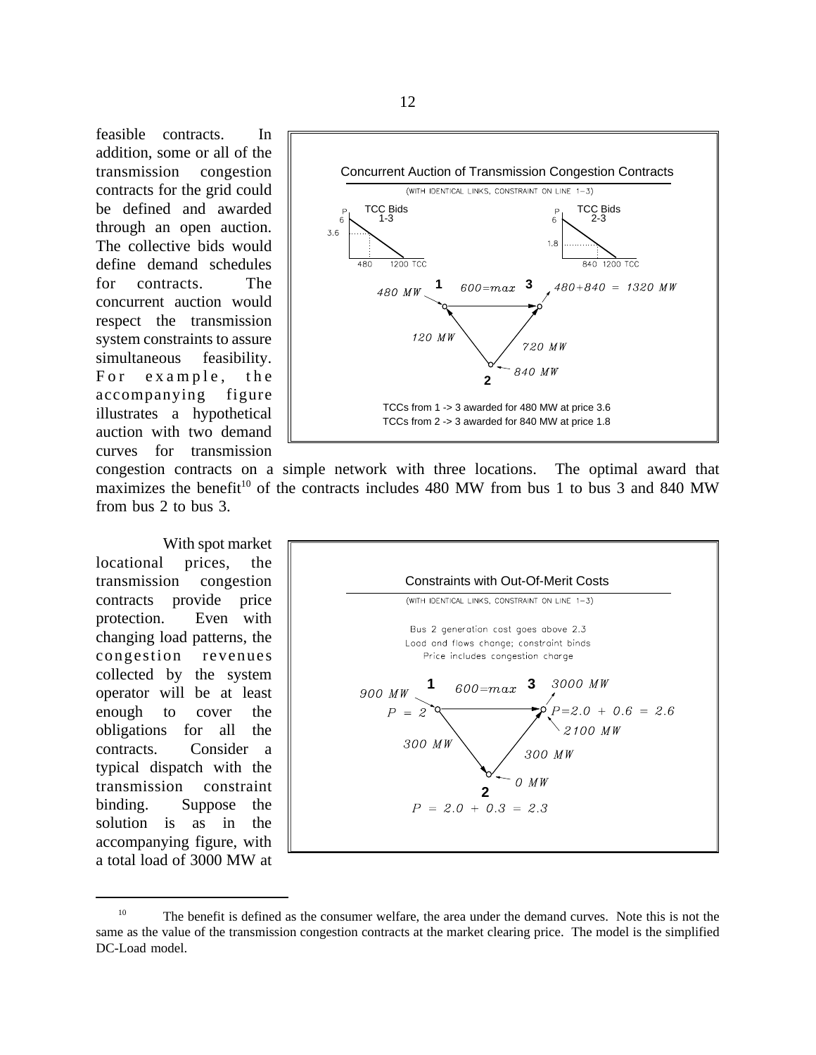feasible contracts. In addition, some or all of the transmission congestion contracts for the grid could be defined and awarded through an open auction. The collective bids would define demand schedules for contracts. The concurrent auction would respect the transmission system constraints to assure simultaneous feasibility. For example, the accompanying figure illustrates a hypothetical auction with two demand curves for transmission congestion contracts on a simple network with three locations. The optimal award that maximizes the benefit[10] of the contracts includes 480 MW from bus 1 to bus 3 and 840 MW from bus 2 to bus 3.

Concurrent Auction of Transmission Congestion Contracts

(WITH IDENTICAL LINKS, CONSTRAINT ON LINE 1–3)

TCC Bids 1-3; TCC Bids 2-3

1: 480 MW; 1→3: 600=max; 3: 480+840 = 1320 MW; 1–2: 120 MW; 2–3: 720 MW; 2: 840 MW

TCCs from 1 -> 3 awarded for 480 MW at price 3.6

TCCs from 2 -> 3 awarded for 840 MW at price 1.8

With spot market locational prices, the transmission congestion contracts provide price protection. Even with changing load patterns, the congestion revenues collected by the system operator will be at least enough to cover the obligations for all the contracts. Consider a typical dispatch with the transmission constraint binding. Suppose the solution is as in the accompanying figure, with a total load of 3000 MW at

Constraints with Out-Of-Merit Costs

(WITH IDENTICAL LINKS, CONSTRAINT ON LINE 1–3)

Bus 2 generation cost goes above 2.3

Load and flows change; constraint binds

Price includes congestion charge

1: 900 MW, $P = 2$; 1→3: 600=max; 3: 3000 MW, $P = 2.0 + 0.6 = 2.6$, 2100 MW; 1–2: 300 MW; 2–3: 300 MW; 2: 0 MW, $P = 2.0 + 0.3 = 2.3$

---

[10] The benefit is defined as the consumer welfare, the area under the demand curves. Note this is not the same as the value of the transmission congestion contracts at the market clearing price. The model is the simplified DC-Load model.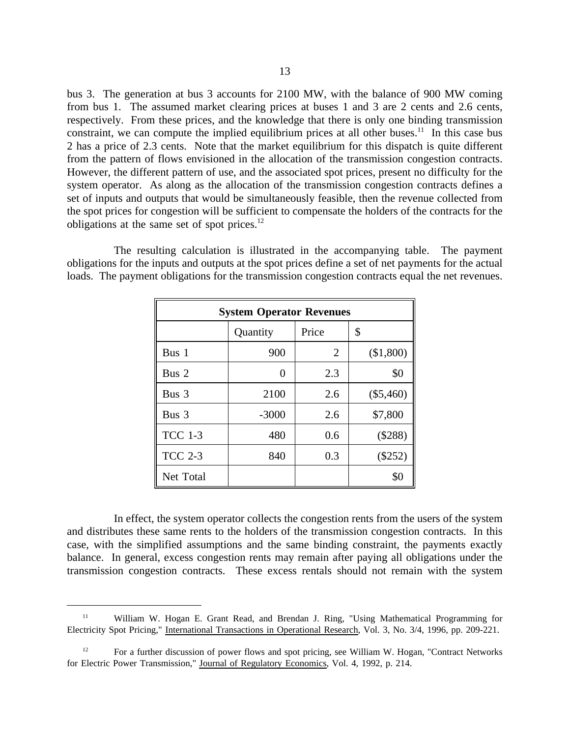bus 3. The generation at bus 3 accounts for 2100 MW, with the balance of 900 MW coming from bus 1. The assumed market clearing prices at buses 1 and 3 are 2 cents and 2.6 cents, respectively. From these prices, and the knowledge that there is only one binding transmission constraint, we can compute the implied equilibrium prices at all other buses.[11] In this case bus 2 has a price of 2.3 cents. Note that the market equilibrium for this dispatch is quite different from the pattern of flows envisioned in the allocation of the transmission congestion contracts. However, the different pattern of use, and the associated spot prices, present no difficulty for the system operator. As along as the allocation of the transmission congestion contracts defines a set of inputs and outputs that would be simultaneously feasible, then the revenue collected from the spot prices for congestion will be sufficient to compensate the holders of the contracts for the obligations at the same set of spot prices.[12]

The resulting calculation is illustrated in the accompanying table. The payment obligations for the inputs and outputs at the spot prices define a set of net payments for the actual loads. The payment obligations for the transmission congestion contracts equal the net revenues.

| **System Operator Revenues** | | | |
|---|---|---|---|
| | Quantity | Price | $ |
| Bus 1 | 900 | 2 | ($1,800) |
| Bus 2 | 0 | 2.3 | $0 |
| Bus 3 | 2100 | 2.6 | ($5,460) |
| Bus 3 | -3000 | 2.6 | $7,800 |
| TCC 1-3 | 480 | 0.6 | ($288) |
| TCC 2-3 | 840 | 0.3 | ($252) |
| Net Total | | | $0 |

In effect, the system operator collects the congestion rents from the users of the system and distributes these same rents to the holders of the transmission congestion contracts. In this case, with the simplified assumptions and the same binding constraint, the payments exactly balance. In general, excess congestion rents may remain after paying all obligations under the transmission congestion contracts. These excess rentals should not remain with the system

---

[11] William W. Hogan E. Grant Read, and Brendan J. Ring, "Using Mathematical Programming for Electricity Spot Pricing," International Transactions in Operational Research, Vol. 3, No. 3/4, 1996, pp. 209-221.

[12] For a further discussion of power flows and spot pricing, see William W. Hogan, "Contract Networks for Electric Power Transmission," Journal of Regulatory Economics, Vol. 4, 1992, p. 214.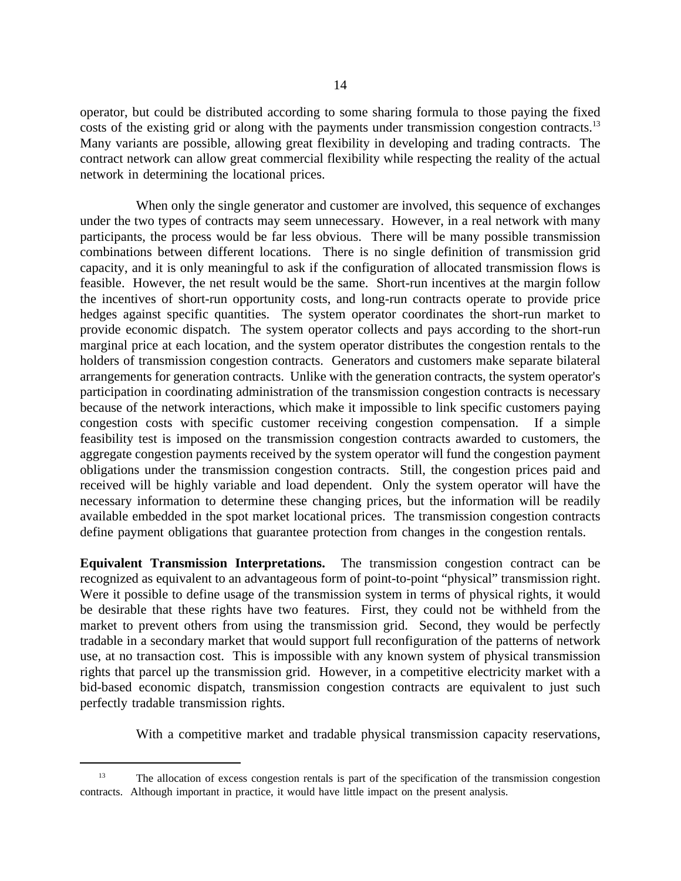operator, but could be distributed according to some sharing formula to those paying the fixed costs of the existing grid or along with the payments under transmission congestion contracts.[13] Many variants are possible, allowing great flexibility in developing and trading contracts. The contract network can allow great commercial flexibility while respecting the reality of the actual network in determining the locational prices.

When only the single generator and customer are involved, this sequence of exchanges under the two types of contracts may seem unnecessary. However, in a real network with many participants, the process would be far less obvious. There will be many possible transmission combinations between different locations. There is no single definition of transmission grid capacity, and it is only meaningful to ask if the configuration of allocated transmission flows is feasible. However, the net result would be the same. Short-run incentives at the margin follow the incentives of short-run opportunity costs, and long-run contracts operate to provide price hedges against specific quantities. The system operator coordinates the short-run market to provide economic dispatch. The system operator collects and pays according to the short-run marginal price at each location, and the system operator distributes the congestion rentals to the holders of transmission congestion contracts. Generators and customers make separate bilateral arrangements for generation contracts. Unlike with the generation contracts, the system operator's participation in coordinating administration of the transmission congestion contracts is necessary because of the network interactions, which make it impossible to link specific customers paying congestion costs with specific customer receiving congestion compensation. If a simple feasibility test is imposed on the transmission congestion contracts awarded to customers, the aggregate congestion payments received by the system operator will fund the congestion payment obligations under the transmission congestion contracts. Still, the congestion prices paid and received will be highly variable and load dependent. Only the system operator will have the necessary information to determine these changing prices, but the information will be readily available embedded in the spot market locational prices. The transmission congestion contracts define payment obligations that guarantee protection from changes in the congestion rentals.

**Equivalent Transmission Interpretations.** The transmission congestion contract can be recognized as equivalent to an advantageous form of point-to-point "physical" transmission right. Were it possible to define usage of the transmission system in terms of physical rights, it would be desirable that these rights have two features. First, they could not be withheld from the market to prevent others from using the transmission grid. Second, they would be perfectly tradable in a secondary market that would support full reconfiguration of the patterns of network use, at no transaction cost. This is impossible with any known system of physical transmission rights that parcel up the transmission grid. However, in a competitive electricity market with a bid-based economic dispatch, transmission congestion contracts are equivalent to just such perfectly tradable transmission rights.

With a competitive market and tradable physical transmission capacity reservations,

[13] The allocation of excess congestion rentals is part of the specification of the transmission congestion contracts. Although important in practice, it would have little impact on the present analysis.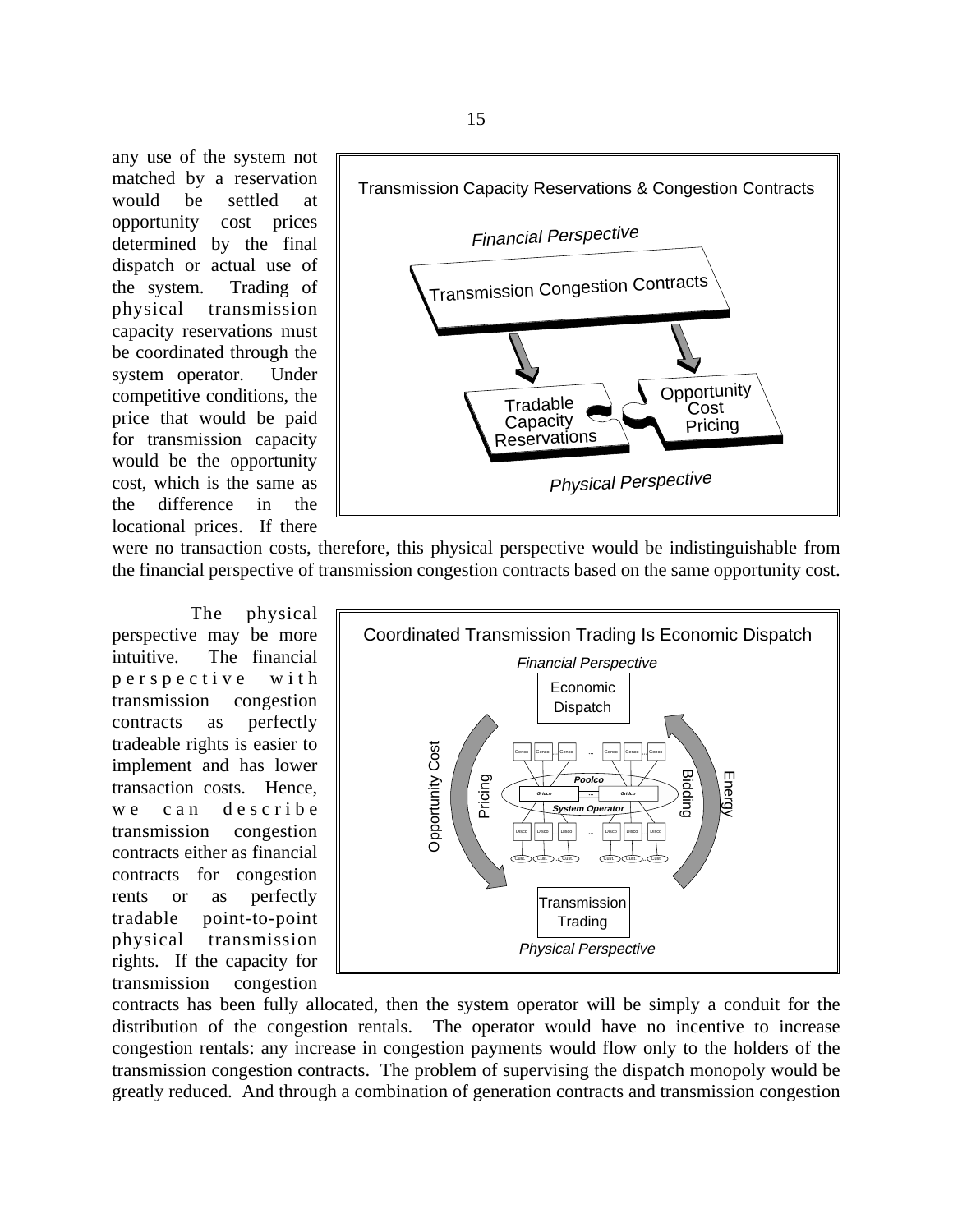any use of the system not matched by a reservation would be settled at opportunity cost prices determined by the final dispatch or actual use of the system. Trading of physical transmission capacity reservations must be coordinated through the system operator. Under competitive conditions, the price that would be paid for transmission capacity would be the opportunity cost, which is the same as the difference in the locational prices. If there were no transaction costs, therefore, this physical perspective would be indistinguishable from the financial perspective of transmission congestion contracts based on the same opportunity cost.

The physical perspective may be more intuitive. The financial perspective with transmission congestion contracts as perfectly tradeable rights is easier to implement and has lower transaction costs. Hence, we can describe transmission congestion contracts either as financial contracts for congestion rents or as perfectly tradable point-to-point physical transmission rights. If the capacity for transmission congestion contracts has been fully allocated, then the system operator will be simply a conduit for the distribution of the congestion rentals. The operator would have no incentive to increase congestion rentals: any increase in congestion payments would flow only to the holders of the transmission congestion contracts. The problem of supervising the dispatch monopoly would be greatly reduced. And through a combination of generation contracts and transmission congestion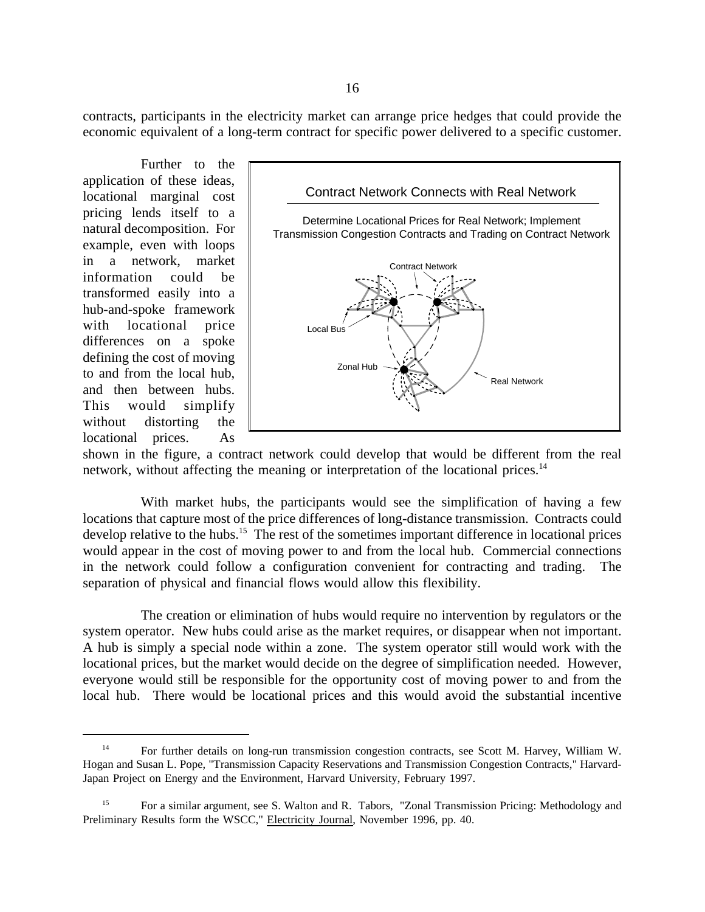contracts, participants in the electricity market can arrange price hedges that could provide the economic equivalent of a long-term contract for specific power delivered to a specific customer.

Further to the application of these ideas, locational marginal cost pricing lends itself to a natural decomposition. For example, even with loops in a network, market information could be transformed easily into a hub-and-spoke framework with locational price differences on a spoke defining the cost of moving to and from the local hub, and then between hubs. This would simplify without distorting the locational prices. As shown in the figure, a contract network could develop that would be different from the real network, without affecting the meaning or interpretation of the locational prices.[14]

With market hubs, the participants would see the simplification of having a few locations that capture most of the price differences of long-distance transmission. Contracts could develop relative to the hubs.[15] The rest of the sometimes important difference in locational prices would appear in the cost of moving power to and from the local hub. Commercial connections in the network could follow a configuration convenient for contracting and trading. The separation of physical and financial flows would allow this flexibility.

The creation or elimination of hubs would require no intervention by regulators or the system operator. New hubs could arise as the market requires, or disappear when not important. A hub is simply a special node within a zone. The system operator still would work with the locational prices, but the market would decide on the degree of simplification needed. However, everyone would still be responsible for the opportunity cost of moving power to and from the local hub. There would be locational prices and this would avoid the substantial incentive

[14] For further details on long-run transmission congestion contracts, see Scott M. Harvey, William W. Hogan and Susan L. Pope, "Transmission Capacity Reservations and Transmission Congestion Contracts," Harvard-Japan Project on Energy and the Environment, Harvard University, February 1997.

[15] For a similar argument, see S. Walton and R. Tabors, "Zonal Transmission Pricing: Methodology and Preliminary Results form the WSCC," Electricity Journal, November 1996, pp. 40.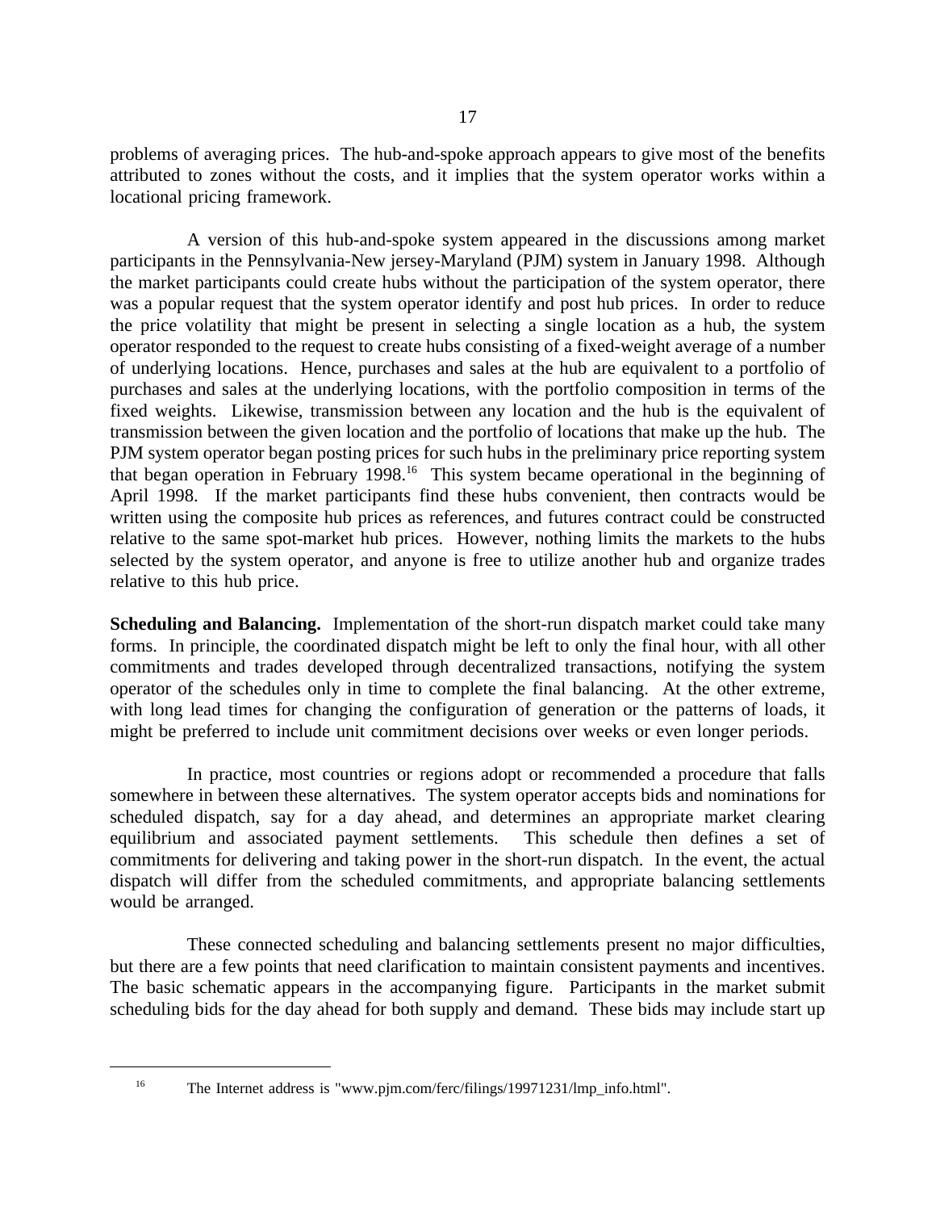problems of averaging prices. The hub-and-spoke approach appears to give most of the benefits attributed to zones without the costs, and it implies that the system operator works within a locational pricing framework.

A version of this hub-and-spoke system appeared in the discussions among market participants in the Pennsylvania-New jersey-Maryland (PJM) system in January 1998. Although the market participants could create hubs without the participation of the system operator, there was a popular request that the system operator identify and post hub prices. In order to reduce the price volatility that might be present in selecting a single location as a hub, the system operator responded to the request to create hubs consisting of a fixed-weight average of a number of underlying locations. Hence, purchases and sales at the hub are equivalent to a portfolio of purchases and sales at the underlying locations, with the portfolio composition in terms of the fixed weights. Likewise, transmission between any location and the hub is the equivalent of transmission between the given location and the portfolio of locations that make up the hub. The PJM system operator began posting prices for such hubs in the preliminary price reporting system that began operation in February 1998.[16] This system became operational in the beginning of April 1998. If the market participants find these hubs convenient, then contracts would be written using the composite hub prices as references, and futures contract could be constructed relative to the same spot-market hub prices. However, nothing limits the markets to the hubs selected by the system operator, and anyone is free to utilize another hub and organize trades relative to this hub price.

**Scheduling and Balancing.** Implementation of the short-run dispatch market could take many forms. In principle, the coordinated dispatch might be left to only the final hour, with all other commitments and trades developed through decentralized transactions, notifying the system operator of the schedules only in time to complete the final balancing. At the other extreme, with long lead times for changing the configuration of generation or the patterns of loads, it might be preferred to include unit commitment decisions over weeks or even longer periods.

In practice, most countries or regions adopt or recommended a procedure that falls somewhere in between these alternatives. The system operator accepts bids and nominations for scheduled dispatch, say for a day ahead, and determines an appropriate market clearing equilibrium and associated payment settlements. This schedule then defines a set of commitments for delivering and taking power in the short-run dispatch. In the event, the actual dispatch will differ from the scheduled commitments, and appropriate balancing settlements would be arranged.

These connected scheduling and balancing settlements present no major difficulties, but there are a few points that need clarification to maintain consistent payments and incentives. The basic schematic appears in the accompanying figure. Participants in the market submit scheduling bids for the day ahead for both supply and demand. These bids may include start up

[16] The Internet address is "www.pjm.com/ferc/filings/19971231/lmp_info.html".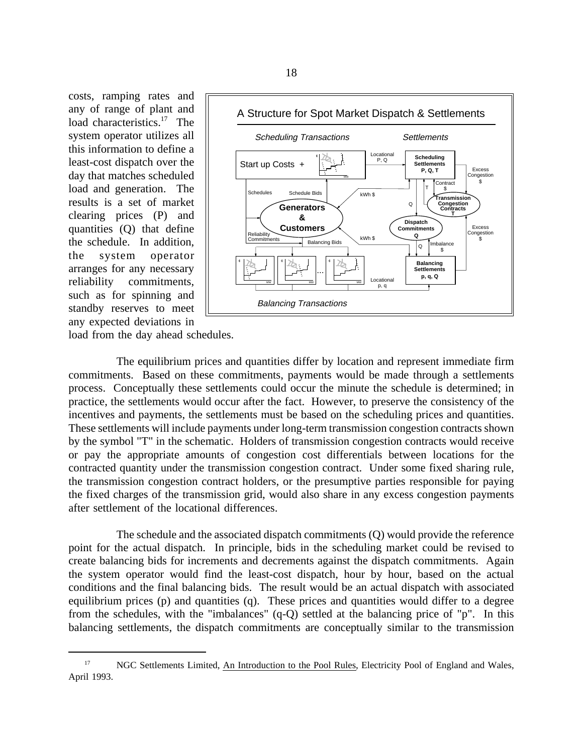costs, ramping rates and any of range of plant and load characteristics.[17] The system operator utilizes all this information to define a least-cost dispatch over the day that matches scheduled load and generation. The results is a set of market clearing prices (P) and quantities (Q) that define the schedule. In addition, the system operator arranges for any necessary reliability commitments, such as for spinning and standby reserves to meet any expected deviations in load from the day ahead schedules.

The equilibrium prices and quantities differ by location and represent immediate firm commitments. Based on these commitments, payments would be made through a settlements process. Conceptually these settlements could occur the minute the schedule is determined; in practice, the settlements would occur after the fact. However, to preserve the consistency of the incentives and payments, the settlements must be based on the scheduling prices and quantities. These settlements will include payments under long-term transmission congestion contracts shown by the symbol "T" in the schematic. Holders of transmission congestion contracts would receive or pay the appropriate amounts of congestion cost differentials between locations for the contracted quantity under the transmission congestion contract. Under some fixed sharing rule, the transmission congestion contract holders, or the presumptive parties responsible for paying the fixed charges of the transmission grid, would also share in any excess congestion payments after settlement of the locational differences.

The schedule and the associated dispatch commitments (Q) would provide the reference point for the actual dispatch. In principle, bids in the scheduling market could be revised to create balancing bids for increments and decrements against the dispatch commitments. Again the system operator would find the least-cost dispatch, hour by hour, based on the actual conditions and the final balancing bids. The result would be an actual dispatch with associated equilibrium prices (p) and quantities (q). These prices and quantities would differ to a degree from the schedules, with the "imbalances" (q-Q) settled at the balancing price of "p". In this balancing settlements, the dispatch commitments are conceptually similar to the transmission

[17] NGC Settlements Limited, An Introduction to the Pool Rules, Electricity Pool of England and Wales, April 1993.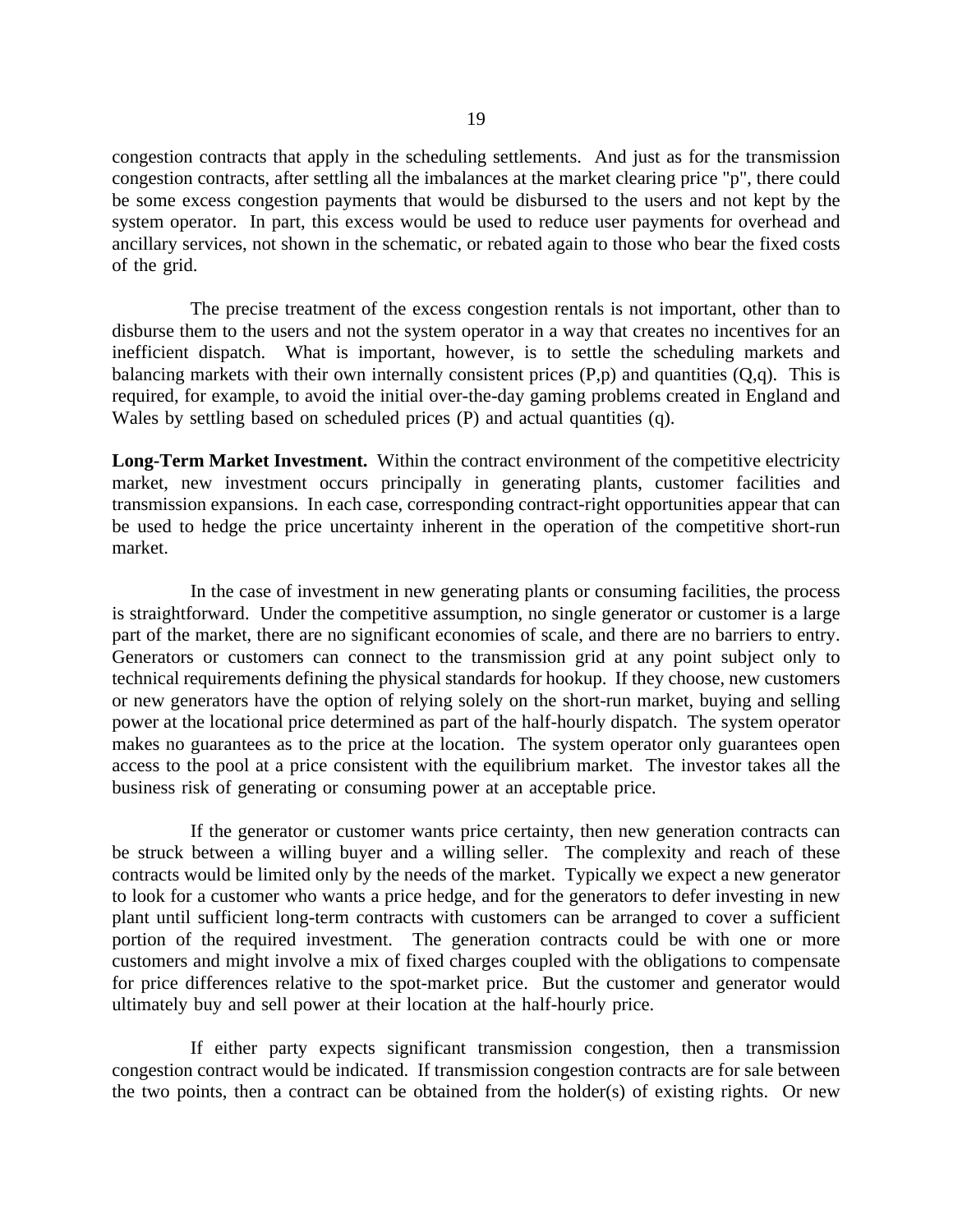congestion contracts that apply in the scheduling settlements. And just as for the transmission congestion contracts, after settling all the imbalances at the market clearing price "p", there could be some excess congestion payments that would be disbursed to the users and not kept by the system operator. In part, this excess would be used to reduce user payments for overhead and ancillary services, not shown in the schematic, or rebated again to those who bear the fixed costs of the grid.

The precise treatment of the excess congestion rentals is not important, other than to disburse them to the users and not the system operator in a way that creates no incentives for an inefficient dispatch. What is important, however, is to settle the scheduling markets and balancing markets with their own internally consistent prices (P,p) and quantities (Q,q). This is required, for example, to avoid the initial over-the-day gaming problems created in England and Wales by settling based on scheduled prices (P) and actual quantities (q).

**Long-Term Market Investment.** Within the contract environment of the competitive electricity market, new investment occurs principally in generating plants, customer facilities and transmission expansions. In each case, corresponding contract-right opportunities appear that can be used to hedge the price uncertainty inherent in the operation of the competitive short-run market.

In the case of investment in new generating plants or consuming facilities, the process is straightforward. Under the competitive assumption, no single generator or customer is a large part of the market, there are no significant economies of scale, and there are no barriers to entry. Generators or customers can connect to the transmission grid at any point subject only to technical requirements defining the physical standards for hookup. If they choose, new customers or new generators have the option of relying solely on the short-run market, buying and selling power at the locational price determined as part of the half-hourly dispatch. The system operator makes no guarantees as to the price at the location. The system operator only guarantees open access to the pool at a price consistent with the equilibrium market. The investor takes all the business risk of generating or consuming power at an acceptable price.

If the generator or customer wants price certainty, then new generation contracts can be struck between a willing buyer and a willing seller. The complexity and reach of these contracts would be limited only by the needs of the market. Typically we expect a new generator to look for a customer who wants a price hedge, and for the generators to defer investing in new plant until sufficient long-term contracts with customers can be arranged to cover a sufficient portion of the required investment. The generation contracts could be with one or more customers and might involve a mix of fixed charges coupled with the obligations to compensate for price differences relative to the spot-market price. But the customer and generator would ultimately buy and sell power at their location at the half-hourly price.

If either party expects significant transmission congestion, then a transmission congestion contract would be indicated. If transmission congestion contracts are for sale between the two points, then a contract can be obtained from the holder(s) of existing rights. Or new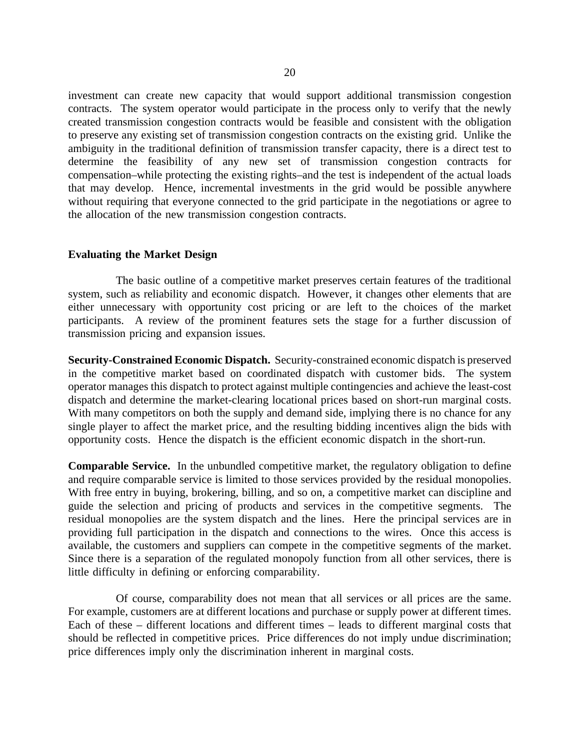investment can create new capacity that would support additional transmission congestion contracts. The system operator would participate in the process only to verify that the newly created transmission congestion contracts would be feasible and consistent with the obligation to preserve any existing set of transmission congestion contracts on the existing grid. Unlike the ambiguity in the traditional definition of transmission transfer capacity, there is a direct test to determine the feasibility of any new set of transmission congestion contracts for compensation–while protecting the existing rights–and the test is independent of the actual loads that may develop. Hence, incremental investments in the grid would be possible anywhere without requiring that everyone connected to the grid participate in the negotiations or agree to the allocation of the new transmission congestion contracts.

## Evaluating the Market Design

The basic outline of a competitive market preserves certain features of the traditional system, such as reliability and economic dispatch. However, it changes other elements that are either unnecessary with opportunity cost pricing or are left to the choices of the market participants. A review of the prominent features sets the stage for a further discussion of transmission pricing and expansion issues.

**Security-Constrained Economic Dispatch.** Security-constrained economic dispatch is preserved in the competitive market based on coordinated dispatch with customer bids. The system operator manages this dispatch to protect against multiple contingencies and achieve the least-cost dispatch and determine the market-clearing locational prices based on short-run marginal costs. With many competitors on both the supply and demand side, implying there is no chance for any single player to affect the market price, and the resulting bidding incentives align the bids with opportunity costs. Hence the dispatch is the efficient economic dispatch in the short-run.

**Comparable Service.** In the unbundled competitive market, the regulatory obligation to define and require comparable service is limited to those services provided by the residual monopolies. With free entry in buying, brokering, billing, and so on, a competitive market can discipline and guide the selection and pricing of products and services in the competitive segments. The residual monopolies are the system dispatch and the lines. Here the principal services are in providing full participation in the dispatch and connections to the wires. Once this access is available, the customers and suppliers can compete in the competitive segments of the market. Since there is a separation of the regulated monopoly function from all other services, there is little difficulty in defining or enforcing comparability.

Of course, comparability does not mean that all services or all prices are the same. For example, customers are at different locations and purchase or supply power at different times. Each of these – different locations and different times – leads to different marginal costs that should be reflected in competitive prices. Price differences do not imply undue discrimination; price differences imply only the discrimination inherent in marginal costs.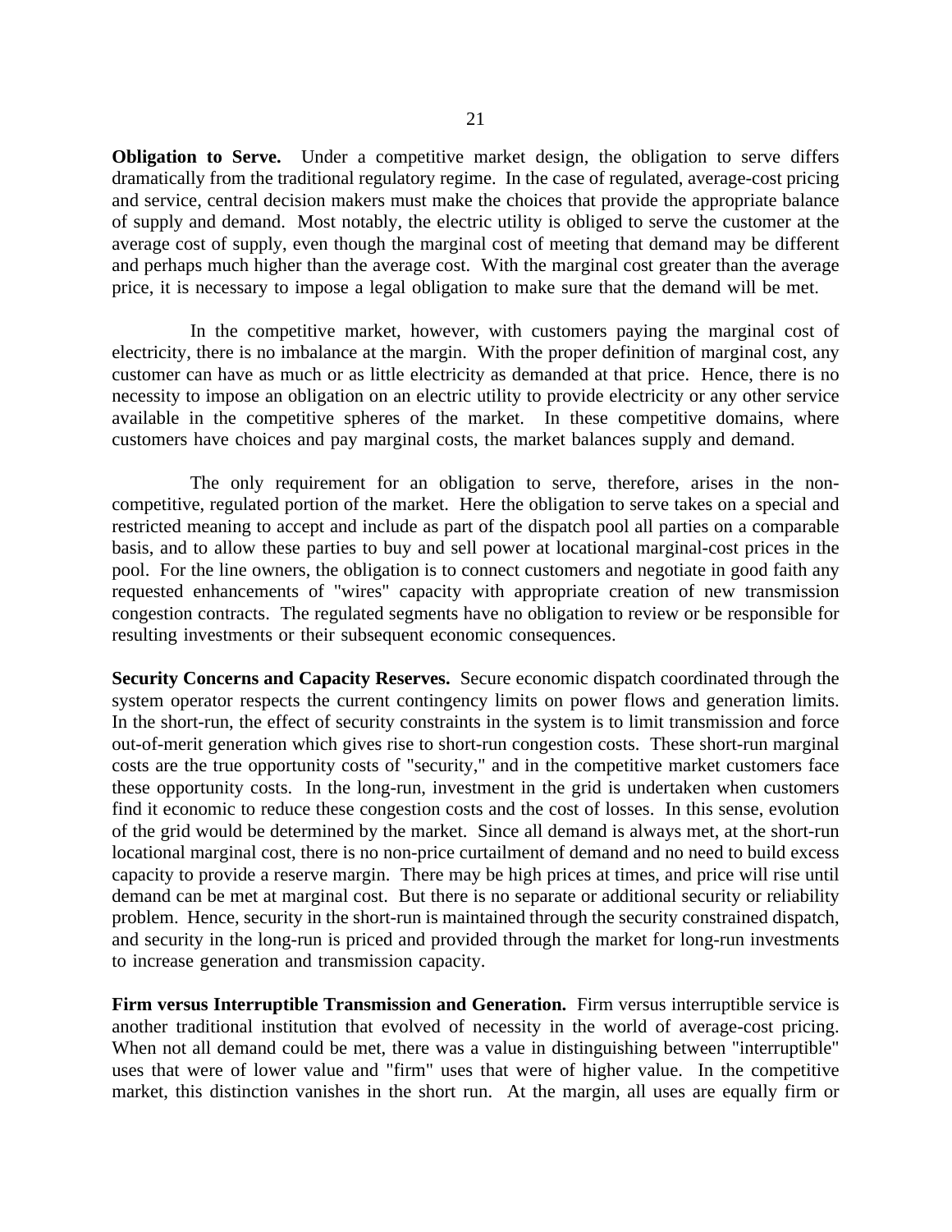**Obligation to Serve.** Under a competitive market design, the obligation to serve differs dramatically from the traditional regulatory regime. In the case of regulated, average-cost pricing and service, central decision makers must make the choices that provide the appropriate balance of supply and demand. Most notably, the electric utility is obliged to serve the customer at the average cost of supply, even though the marginal cost of meeting that demand may be different and perhaps much higher than the average cost. With the marginal cost greater than the average price, it is necessary to impose a legal obligation to make sure that the demand will be met.

In the competitive market, however, with customers paying the marginal cost of electricity, there is no imbalance at the margin. With the proper definition of marginal cost, any customer can have as much or as little electricity as demanded at that price. Hence, there is no necessity to impose an obligation on an electric utility to provide electricity or any other service available in the competitive spheres of the market. In these competitive domains, where customers have choices and pay marginal costs, the market balances supply and demand.

The only requirement for an obligation to serve, therefore, arises in the non-competitive, regulated portion of the market. Here the obligation to serve takes on a special and restricted meaning to accept and include as part of the dispatch pool all parties on a comparable basis, and to allow these parties to buy and sell power at locational marginal-cost prices in the pool. For the line owners, the obligation is to connect customers and negotiate in good faith any requested enhancements of "wires" capacity with appropriate creation of new transmission congestion contracts. The regulated segments have no obligation to review or be responsible for resulting investments or their subsequent economic consequences.

**Security Concerns and Capacity Reserves.** Secure economic dispatch coordinated through the system operator respects the current contingency limits on power flows and generation limits. In the short-run, the effect of security constraints in the system is to limit transmission and force out-of-merit generation which gives rise to short-run congestion costs. These short-run marginal costs are the true opportunity costs of "security," and in the competitive market customers face these opportunity costs. In the long-run, investment in the grid is undertaken when customers find it economic to reduce these congestion costs and the cost of losses. In this sense, evolution of the grid would be determined by the market. Since all demand is always met, at the short-run locational marginal cost, there is no non-price curtailment of demand and no need to build excess capacity to provide a reserve margin. There may be high prices at times, and price will rise until demand can be met at marginal cost. But there is no separate or additional security or reliability problem. Hence, security in the short-run is maintained through the security constrained dispatch, and security in the long-run is priced and provided through the market for long-run investments to increase generation and transmission capacity.

**Firm versus Interruptible Transmission and Generation.** Firm versus interruptible service is another traditional institution that evolved of necessity in the world of average-cost pricing. When not all demand could be met, there was a value in distinguishing between "interruptible" uses that were of lower value and "firm" uses that were of higher value. In the competitive market, this distinction vanishes in the short run. At the margin, all uses are equally firm or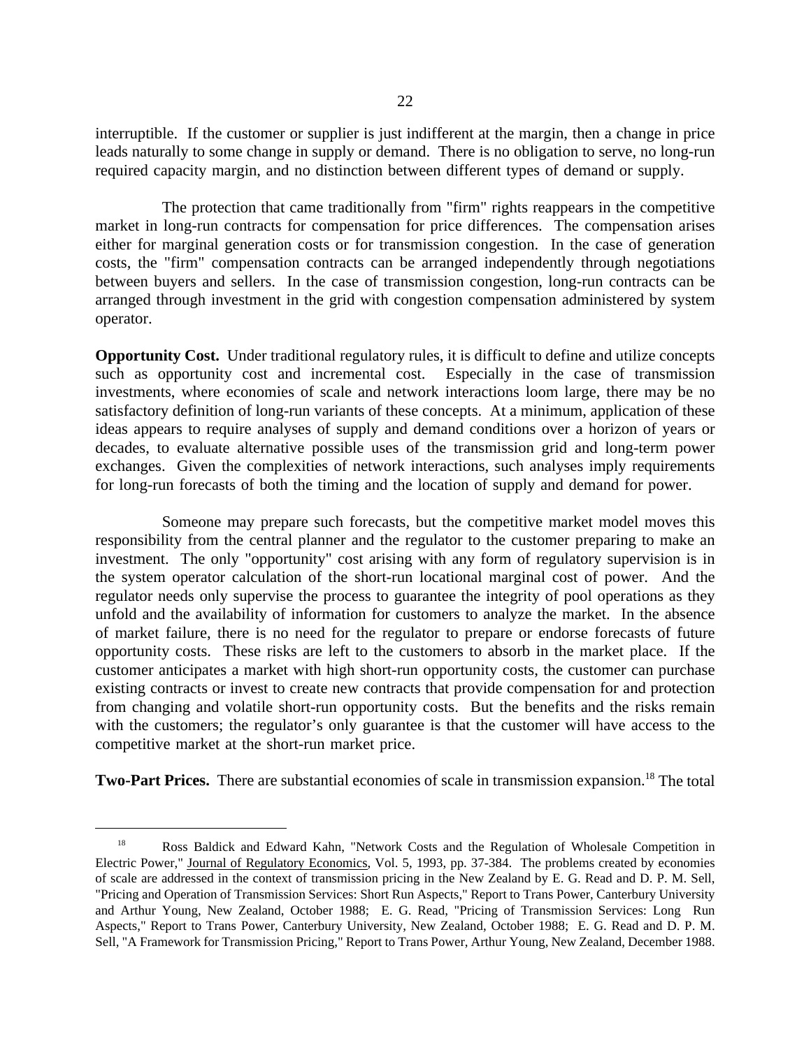interruptible. If the customer or supplier is just indifferent at the margin, then a change in price leads naturally to some change in supply or demand. There is no obligation to serve, no long-run required capacity margin, and no distinction between different types of demand or supply.

The protection that came traditionally from "firm" rights reappears in the competitive market in long-run contracts for compensation for price differences. The compensation arises either for marginal generation costs or for transmission congestion. In the case of generation costs, the "firm" compensation contracts can be arranged independently through negotiations between buyers and sellers. In the case of transmission congestion, long-run contracts can be arranged through investment in the grid with congestion compensation administered by system operator.

**Opportunity Cost.** Under traditional regulatory rules, it is difficult to define and utilize concepts such as opportunity cost and incremental cost. Especially in the case of transmission investments, where economies of scale and network interactions loom large, there may be no satisfactory definition of long-run variants of these concepts. At a minimum, application of these ideas appears to require analyses of supply and demand conditions over a horizon of years or decades, to evaluate alternative possible uses of the transmission grid and long-term power exchanges. Given the complexities of network interactions, such analyses imply requirements for long-run forecasts of both the timing and the location of supply and demand for power.

Someone may prepare such forecasts, but the competitive market model moves this responsibility from the central planner and the regulator to the customer preparing to make an investment. The only "opportunity" cost arising with any form of regulatory supervision is in the system operator calculation of the short-run locational marginal cost of power. And the regulator needs only supervise the process to guarantee the integrity of pool operations as they unfold and the availability of information for customers to analyze the market. In the absence of market failure, there is no need for the regulator to prepare or endorse forecasts of future opportunity costs. These risks are left to the customers to absorb in the market place. If the customer anticipates a market with high short-run opportunity costs, the customer can purchase existing contracts or invest to create new contracts that provide compensation for and protection from changing and volatile short-run opportunity costs. But the benefits and the risks remain with the customers; the regulator's only guarantee is that the customer will have access to the competitive market at the short-run market price.

**Two-Part Prices.** There are substantial economies of scale in transmission expansion.[18] The total

[18] Ross Baldick and Edward Kahn, "Network Costs and the Regulation of Wholesale Competition in Electric Power," Journal of Regulatory Economics, Vol. 5, 1993, pp. 37-384. The problems created by economies of scale are addressed in the context of transmission pricing in the New Zealand by E. G. Read and D. P. M. Sell, "Pricing and Operation of Transmission Services: Short Run Aspects," Report to Trans Power, Canterbury University and Arthur Young, New Zealand, October 1988; E. G. Read, "Pricing of Transmission Services: Long Run Aspects," Report to Trans Power, Canterbury University, New Zealand, October 1988; E. G. Read and D. P. M. Sell, "A Framework for Transmission Pricing," Report to Trans Power, Arthur Young, New Zealand, December 1988.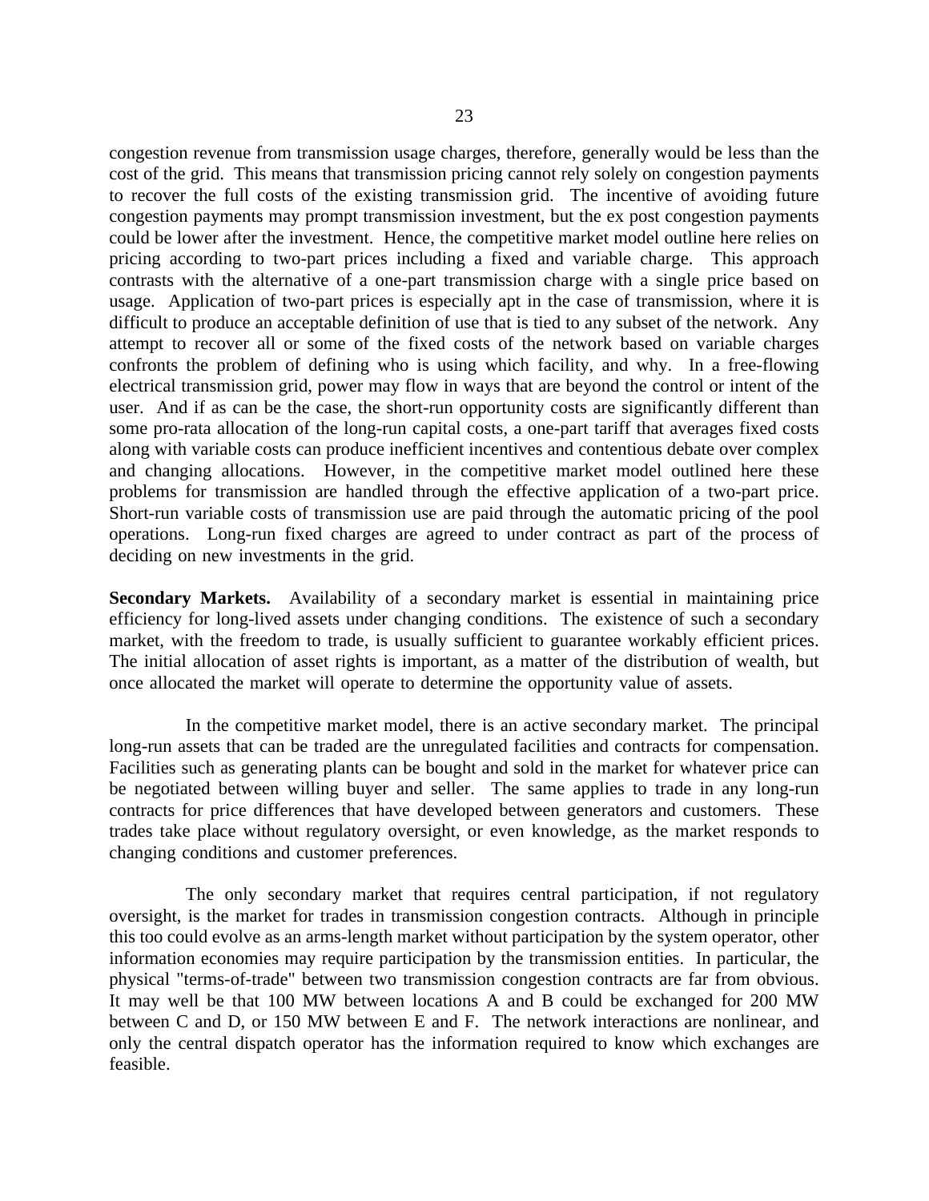congestion revenue from transmission usage charges, therefore, generally would be less than the cost of the grid. This means that transmission pricing cannot rely solely on congestion payments to recover the full costs of the existing transmission grid. The incentive of avoiding future congestion payments may prompt transmission investment, but the ex post congestion payments could be lower after the investment. Hence, the competitive market model outline here relies on pricing according to two-part prices including a fixed and variable charge. This approach contrasts with the alternative of a one-part transmission charge with a single price based on usage. Application of two-part prices is especially apt in the case of transmission, where it is difficult to produce an acceptable definition of use that is tied to any subset of the network. Any attempt to recover all or some of the fixed costs of the network based on variable charges confronts the problem of defining who is using which facility, and why. In a free-flowing electrical transmission grid, power may flow in ways that are beyond the control or intent of the user. And if as can be the case, the short-run opportunity costs are significantly different than some pro-rata allocation of the long-run capital costs, a one-part tariff that averages fixed costs along with variable costs can produce inefficient incentives and contentious debate over complex and changing allocations. However, in the competitive market model outlined here these problems for transmission are handled through the effective application of a two-part price. Short-run variable costs of transmission use are paid through the automatic pricing of the pool operations. Long-run fixed charges are agreed to under contract as part of the process of deciding on new investments in the grid.

**Secondary Markets.** Availability of a secondary market is essential in maintaining price efficiency for long-lived assets under changing conditions. The existence of such a secondary market, with the freedom to trade, is usually sufficient to guarantee workably efficient prices. The initial allocation of asset rights is important, as a matter of the distribution of wealth, but once allocated the market will operate to determine the opportunity value of assets.

In the competitive market model, there is an active secondary market. The principal long-run assets that can be traded are the unregulated facilities and contracts for compensation. Facilities such as generating plants can be bought and sold in the market for whatever price can be negotiated between willing buyer and seller. The same applies to trade in any long-run contracts for price differences that have developed between generators and customers. These trades take place without regulatory oversight, or even knowledge, as the market responds to changing conditions and customer preferences.

The only secondary market that requires central participation, if not regulatory oversight, is the market for trades in transmission congestion contracts. Although in principle this too could evolve as an arms-length market without participation by the system operator, other information economies may require participation by the transmission entities. In particular, the physical "terms-of-trade" between two transmission congestion contracts are far from obvious. It may well be that 100 MW between locations A and B could be exchanged for 200 MW between C and D, or 150 MW between E and F. The network interactions are nonlinear, and only the central dispatch operator has the information required to know which exchanges are feasible.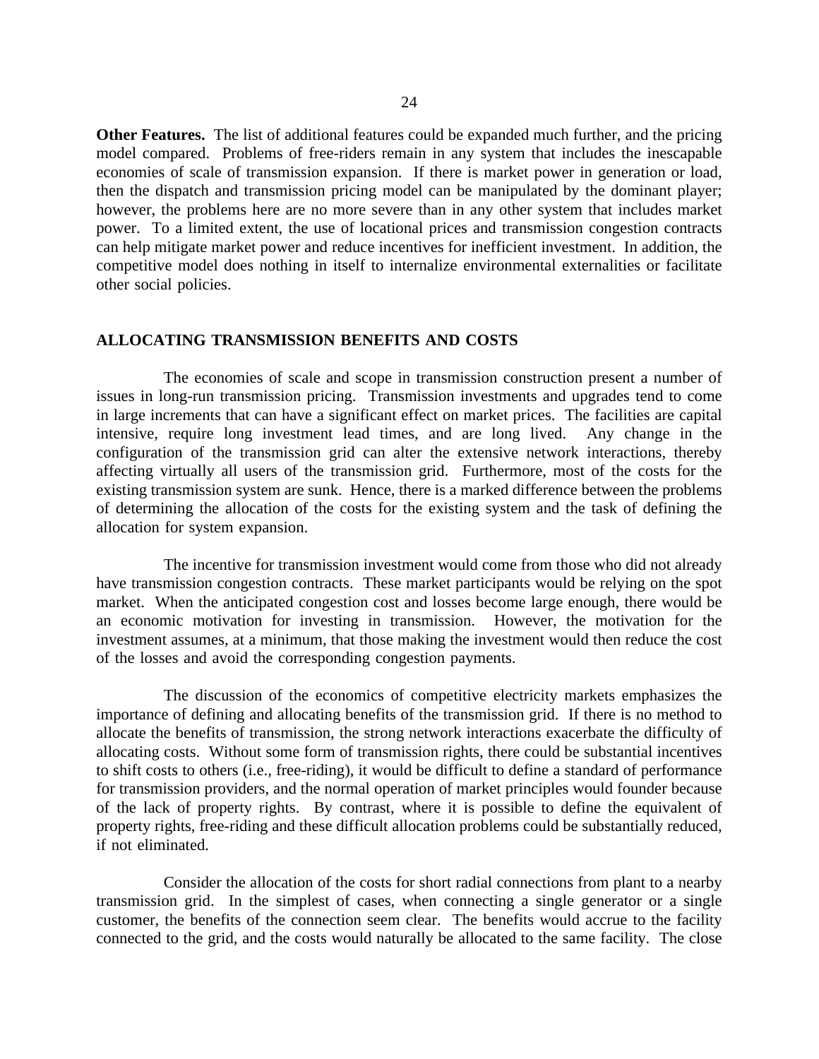**Other Features.** The list of additional features could be expanded much further, and the pricing model compared. Problems of free-riders remain in any system that includes the inescapable economies of scale of transmission expansion. If there is market power in generation or load, then the dispatch and transmission pricing model can be manipulated by the dominant player; however, the problems here are no more severe than in any other system that includes market power. To a limited extent, the use of locational prices and transmission congestion contracts can help mitigate market power and reduce incentives for inefficient investment. In addition, the competitive model does nothing in itself to internalize environmental externalities or facilitate other social policies.

## ALLOCATING TRANSMISSION BENEFITS AND COSTS

The economies of scale and scope in transmission construction present a number of issues in long-run transmission pricing. Transmission investments and upgrades tend to come in large increments that can have a significant effect on market prices. The facilities are capital intensive, require long investment lead times, and are long lived. Any change in the configuration of the transmission grid can alter the extensive network interactions, thereby affecting virtually all users of the transmission grid. Furthermore, most of the costs for the existing transmission system are sunk. Hence, there is a marked difference between the problems of determining the allocation of the costs for the existing system and the task of defining the allocation for system expansion.

The incentive for transmission investment would come from those who did not already have transmission congestion contracts. These market participants would be relying on the spot market. When the anticipated congestion cost and losses become large enough, there would be an economic motivation for investing in transmission. However, the motivation for the investment assumes, at a minimum, that those making the investment would then reduce the cost of the losses and avoid the corresponding congestion payments.

The discussion of the economics of competitive electricity markets emphasizes the importance of defining and allocating benefits of the transmission grid. If there is no method to allocate the benefits of transmission, the strong network interactions exacerbate the difficulty of allocating costs. Without some form of transmission rights, there could be substantial incentives to shift costs to others (i.e., free-riding), it would be difficult to define a standard of performance for transmission providers, and the normal operation of market principles would founder because of the lack of property rights. By contrast, where it is possible to define the equivalent of property rights, free-riding and these difficult allocation problems could be substantially reduced, if not eliminated.

Consider the allocation of the costs for short radial connections from plant to a nearby transmission grid. In the simplest of cases, when connecting a single generator or a single customer, the benefits of the connection seem clear. The benefits would accrue to the facility connected to the grid, and the costs would naturally be allocated to the same facility. The close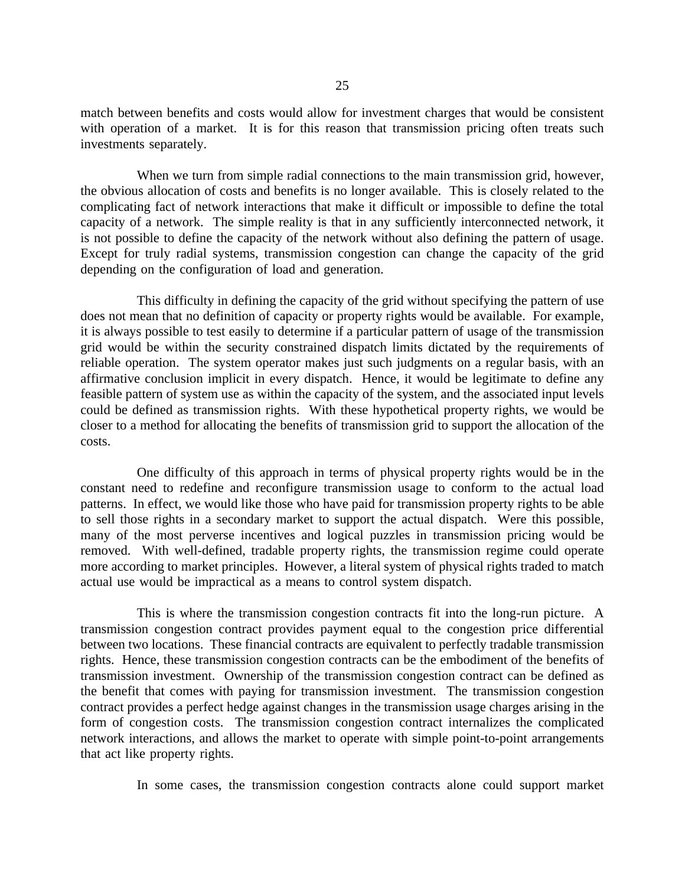match between benefits and costs would allow for investment charges that would be consistent with operation of a market. It is for this reason that transmission pricing often treats such investments separately.

When we turn from simple radial connections to the main transmission grid, however, the obvious allocation of costs and benefits is no longer available. This is closely related to the complicating fact of network interactions that make it difficult or impossible to define the total capacity of a network. The simple reality is that in any sufficiently interconnected network, it is not possible to define the capacity of the network without also defining the pattern of usage. Except for truly radial systems, transmission congestion can change the capacity of the grid depending on the configuration of load and generation.

This difficulty in defining the capacity of the grid without specifying the pattern of use does not mean that no definition of capacity or property rights would be available. For example, it is always possible to test easily to determine if a particular pattern of usage of the transmission grid would be within the security constrained dispatch limits dictated by the requirements of reliable operation. The system operator makes just such judgments on a regular basis, with an affirmative conclusion implicit in every dispatch. Hence, it would be legitimate to define any feasible pattern of system use as within the capacity of the system, and the associated input levels could be defined as transmission rights. With these hypothetical property rights, we would be closer to a method for allocating the benefits of transmission grid to support the allocation of the costs.

One difficulty of this approach in terms of physical property rights would be in the constant need to redefine and reconfigure transmission usage to conform to the actual load patterns. In effect, we would like those who have paid for transmission property rights to be able to sell those rights in a secondary market to support the actual dispatch. Were this possible, many of the most perverse incentives and logical puzzles in transmission pricing would be removed. With well-defined, tradable property rights, the transmission regime could operate more according to market principles. However, a literal system of physical rights traded to match actual use would be impractical as a means to control system dispatch.

This is where the transmission congestion contracts fit into the long-run picture. A transmission congestion contract provides payment equal to the congestion price differential between two locations. These financial contracts are equivalent to perfectly tradable transmission rights. Hence, these transmission congestion contracts can be the embodiment of the benefits of transmission investment. Ownership of the transmission congestion contract can be defined as the benefit that comes with paying for transmission investment. The transmission congestion contract provides a perfect hedge against changes in the transmission usage charges arising in the form of congestion costs. The transmission congestion contract internalizes the complicated network interactions, and allows the market to operate with simple point-to-point arrangements that act like property rights.

In some cases, the transmission congestion contracts alone could support market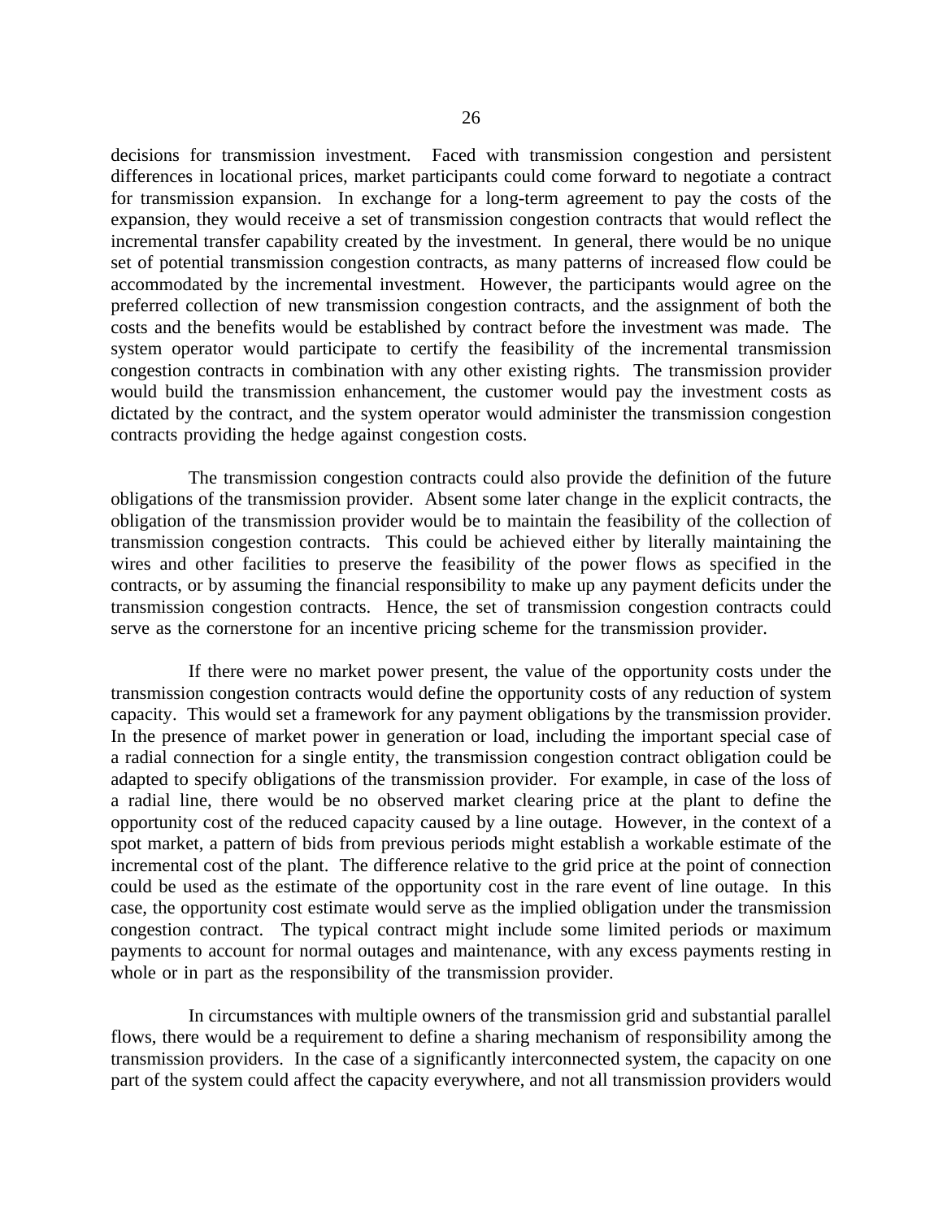decisions for transmission investment. Faced with transmission congestion and persistent differences in locational prices, market participants could come forward to negotiate a contract for transmission expansion. In exchange for a long-term agreement to pay the costs of the expansion, they would receive a set of transmission congestion contracts that would reflect the incremental transfer capability created by the investment. In general, there would be no unique set of potential transmission congestion contracts, as many patterns of increased flow could be accommodated by the incremental investment. However, the participants would agree on the preferred collection of new transmission congestion contracts, and the assignment of both the costs and the benefits would be established by contract before the investment was made. The system operator would participate to certify the feasibility of the incremental transmission congestion contracts in combination with any other existing rights. The transmission provider would build the transmission enhancement, the customer would pay the investment costs as dictated by the contract, and the system operator would administer the transmission congestion contracts providing the hedge against congestion costs.

The transmission congestion contracts could also provide the definition of the future obligations of the transmission provider. Absent some later change in the explicit contracts, the obligation of the transmission provider would be to maintain the feasibility of the collection of transmission congestion contracts. This could be achieved either by literally maintaining the wires and other facilities to preserve the feasibility of the power flows as specified in the contracts, or by assuming the financial responsibility to make up any payment deficits under the transmission congestion contracts. Hence, the set of transmission congestion contracts could serve as the cornerstone for an incentive pricing scheme for the transmission provider.

If there were no market power present, the value of the opportunity costs under the transmission congestion contracts would define the opportunity costs of any reduction of system capacity. This would set a framework for any payment obligations by the transmission provider. In the presence of market power in generation or load, including the important special case of a radial connection for a single entity, the transmission congestion contract obligation could be adapted to specify obligations of the transmission provider. For example, in case of the loss of a radial line, there would be no observed market clearing price at the plant to define the opportunity cost of the reduced capacity caused by a line outage. However, in the context of a spot market, a pattern of bids from previous periods might establish a workable estimate of the incremental cost of the plant. The difference relative to the grid price at the point of connection could be used as the estimate of the opportunity cost in the rare event of line outage. In this case, the opportunity cost estimate would serve as the implied obligation under the transmission congestion contract. The typical contract might include some limited periods or maximum payments to account for normal outages and maintenance, with any excess payments resting in whole or in part as the responsibility of the transmission provider.

In circumstances with multiple owners of the transmission grid and substantial parallel flows, there would be a requirement to define a sharing mechanism of responsibility among the transmission providers. In the case of a significantly interconnected system, the capacity on one part of the system could affect the capacity everywhere, and not all transmission providers would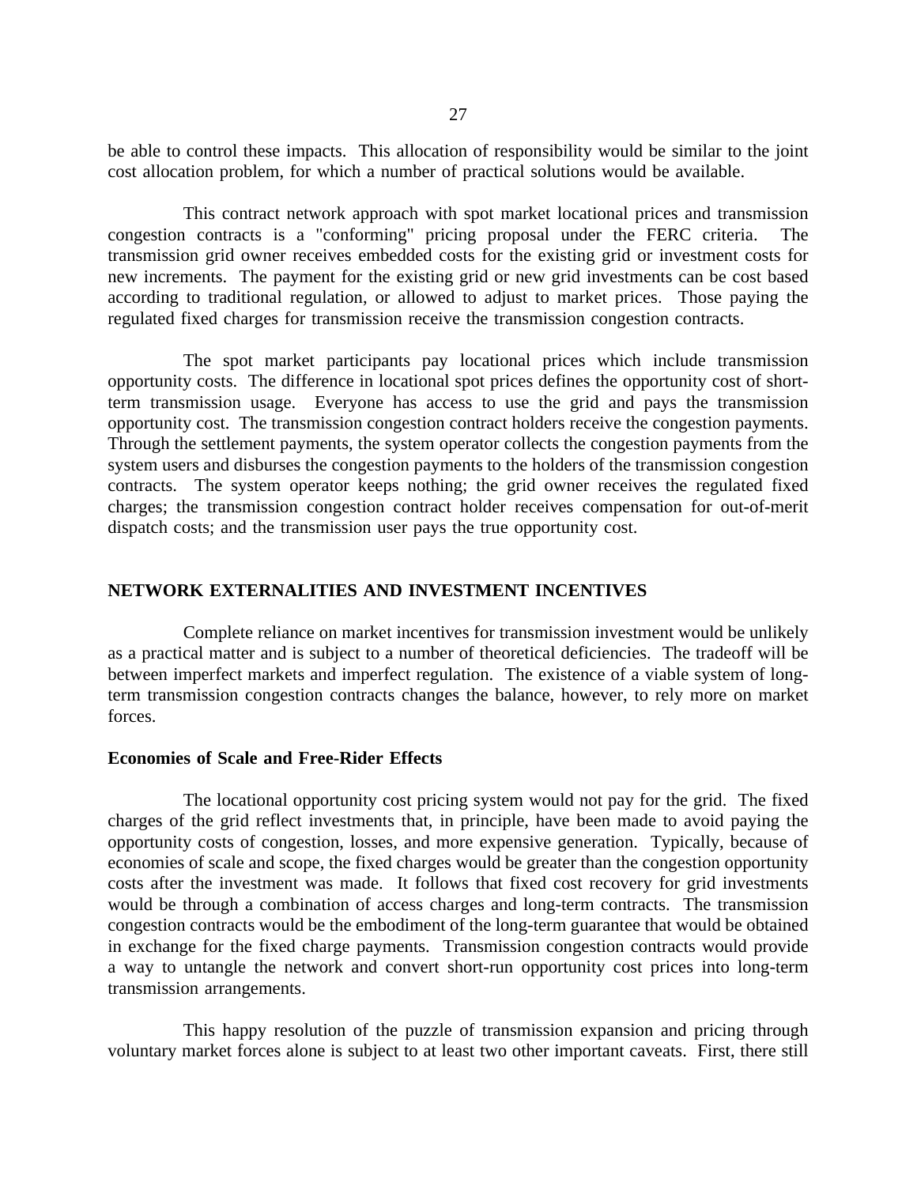be able to control these impacts. This allocation of responsibility would be similar to the joint cost allocation problem, for which a number of practical solutions would be available.

This contract network approach with spot market locational prices and transmission congestion contracts is a "conforming" pricing proposal under the FERC criteria. The transmission grid owner receives embedded costs for the existing grid or investment costs for new increments. The payment for the existing grid or new grid investments can be cost based according to traditional regulation, or allowed to adjust to market prices. Those paying the regulated fixed charges for transmission receive the transmission congestion contracts.

The spot market participants pay locational prices which include transmission opportunity costs. The difference in locational spot prices defines the opportunity cost of short-term transmission usage. Everyone has access to use the grid and pays the transmission opportunity cost. The transmission congestion contract holders receive the congestion payments. Through the settlement payments, the system operator collects the congestion payments from the system users and disburses the congestion payments to the holders of the transmission congestion contracts. The system operator keeps nothing; the grid owner receives the regulated fixed charges; the transmission congestion contract holder receives compensation for out-of-merit dispatch costs; and the transmission user pays the true opportunity cost.

## NETWORK EXTERNALITIES AND INVESTMENT INCENTIVES

Complete reliance on market incentives for transmission investment would be unlikely as a practical matter and is subject to a number of theoretical deficiencies. The tradeoff will be between imperfect markets and imperfect regulation. The existence of a viable system of long-term transmission congestion contracts changes the balance, however, to rely more on market forces.

### Economies of Scale and Free-Rider Effects

The locational opportunity cost pricing system would not pay for the grid. The fixed charges of the grid reflect investments that, in principle, have been made to avoid paying the opportunity costs of congestion, losses, and more expensive generation. Typically, because of economies of scale and scope, the fixed charges would be greater than the congestion opportunity costs after the investment was made. It follows that fixed cost recovery for grid investments would be through a combination of access charges and long-term contracts. The transmission congestion contracts would be the embodiment of the long-term guarantee that would be obtained in exchange for the fixed charge payments. Transmission congestion contracts would provide a way to untangle the network and convert short-run opportunity cost prices into long-term transmission arrangements.

This happy resolution of the puzzle of transmission expansion and pricing through voluntary market forces alone is subject to at least two other important caveats. First, there still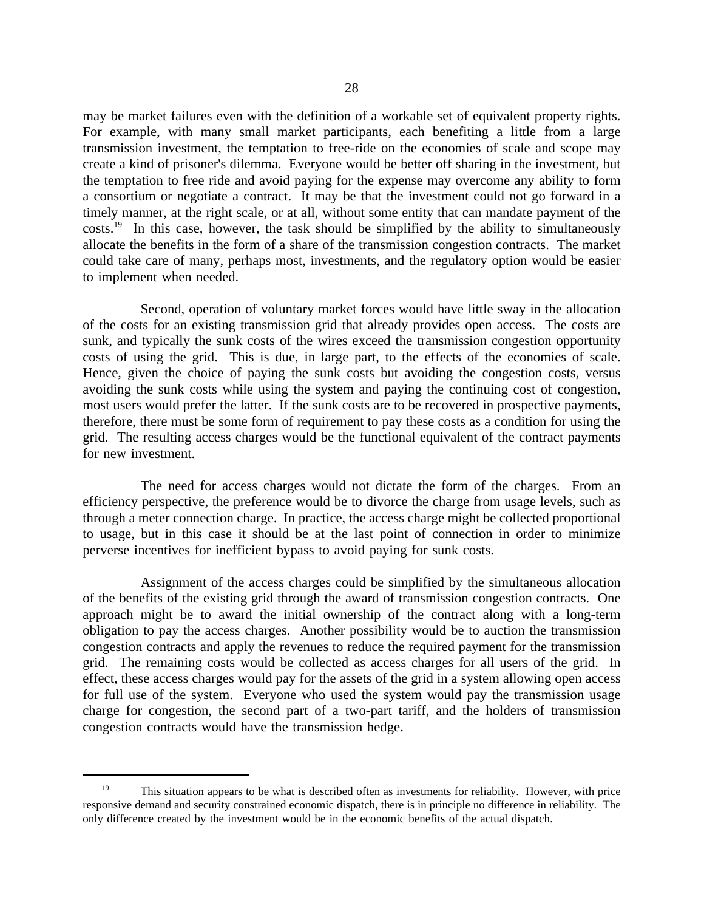may be market failures even with the definition of a workable set of equivalent property rights. For example, with many small market participants, each benefiting a little from a large transmission investment, the temptation to free-ride on the economies of scale and scope may create a kind of prisoner's dilemma. Everyone would be better off sharing in the investment, but the temptation to free ride and avoid paying for the expense may overcome any ability to form a consortium or negotiate a contract. It may be that the investment could not go forward in a timely manner, at the right scale, or at all, without some entity that can mandate payment of the costs.[19] In this case, however, the task should be simplified by the ability to simultaneously allocate the benefits in the form of a share of the transmission congestion contracts. The market could take care of many, perhaps most, investments, and the regulatory option would be easier to implement when needed.

Second, operation of voluntary market forces would have little sway in the allocation of the costs for an existing transmission grid that already provides open access. The costs are sunk, and typically the sunk costs of the wires exceed the transmission congestion opportunity costs of using the grid. This is due, in large part, to the effects of the economies of scale. Hence, given the choice of paying the sunk costs but avoiding the congestion costs, versus avoiding the sunk costs while using the system and paying the continuing cost of congestion, most users would prefer the latter. If the sunk costs are to be recovered in prospective payments, therefore, there must be some form of requirement to pay these costs as a condition for using the grid. The resulting access charges would be the functional equivalent of the contract payments for new investment.

The need for access charges would not dictate the form of the charges. From an efficiency perspective, the preference would be to divorce the charge from usage levels, such as through a meter connection charge. In practice, the access charge might be collected proportional to usage, but in this case it should be at the last point of connection in order to minimize perverse incentives for inefficient bypass to avoid paying for sunk costs.

Assignment of the access charges could be simplified by the simultaneous allocation of the benefits of the existing grid through the award of transmission congestion contracts. One approach might be to award the initial ownership of the contract along with a long-term obligation to pay the access charges. Another possibility would be to auction the transmission congestion contracts and apply the revenues to reduce the required payment for the transmission grid. The remaining costs would be collected as access charges for all users of the grid. In effect, these access charges would pay for the assets of the grid in a system allowing open access for full use of the system. Everyone who used the system would pay the transmission usage charge for congestion, the second part of a two-part tariff, and the holders of transmission congestion contracts would have the transmission hedge.

[19] This situation appears to be what is described often as investments for reliability. However, with price responsive demand and security constrained economic dispatch, there is in principle no difference in reliability. The only difference created by the investment would be in the economic benefits of the actual dispatch.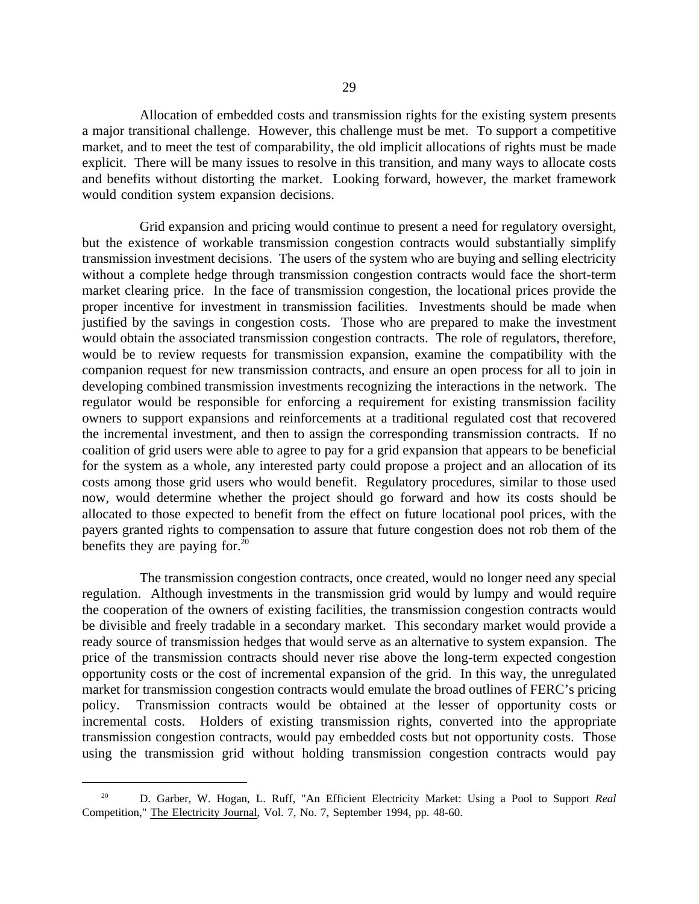Allocation of embedded costs and transmission rights for the existing system presents a major transitional challenge. However, this challenge must be met. To support a competitive market, and to meet the test of comparability, the old implicit allocations of rights must be made explicit. There will be many issues to resolve in this transition, and many ways to allocate costs and benefits without distorting the market. Looking forward, however, the market framework would condition system expansion decisions.

Grid expansion and pricing would continue to present a need for regulatory oversight, but the existence of workable transmission congestion contracts would substantially simplify transmission investment decisions. The users of the system who are buying and selling electricity without a complete hedge through transmission congestion contracts would face the short-term market clearing price. In the face of transmission congestion, the locational prices provide the proper incentive for investment in transmission facilities. Investments should be made when justified by the savings in congestion costs. Those who are prepared to make the investment would obtain the associated transmission congestion contracts. The role of regulators, therefore, would be to review requests for transmission expansion, examine the compatibility with the companion request for new transmission contracts, and ensure an open process for all to join in developing combined transmission investments recognizing the interactions in the network. The regulator would be responsible for enforcing a requirement for existing transmission facility owners to support expansions and reinforcements at a traditional regulated cost that recovered the incremental investment, and then to assign the corresponding transmission contracts. If no coalition of grid users were able to agree to pay for a grid expansion that appears to be beneficial for the system as a whole, any interested party could propose a project and an allocation of its costs among those grid users who would benefit. Regulatory procedures, similar to those used now, would determine whether the project should go forward and how its costs should be allocated to those expected to benefit from the effect on future locational pool prices, with the payers granted rights to compensation to assure that future congestion does not rob them of the benefits they are paying for.[20]

The transmission congestion contracts, once created, would no longer need any special regulation. Although investments in the transmission grid would by lumpy and would require the cooperation of the owners of existing facilities, the transmission congestion contracts would be divisible and freely tradable in a secondary market. This secondary market would provide a ready source of transmission hedges that would serve as an alternative to system expansion. The price of the transmission contracts should never rise above the long-term expected congestion opportunity costs or the cost of incremental expansion of the grid. In this way, the unregulated market for transmission congestion contracts would emulate the broad outlines of FERC's pricing policy. Transmission contracts would be obtained at the lesser of opportunity costs or incremental costs. Holders of existing transmission rights, converted into the appropriate transmission congestion contracts, would pay embedded costs but not opportunity costs. Those using the transmission grid without holding transmission congestion contracts would pay

[20] D. Garber, W. Hogan, L. Ruff, "An Efficient Electricity Market: Using a Pool to Support *Real* Competition," The Electricity Journal, Vol. 7, No. 7, September 1994, pp. 48-60.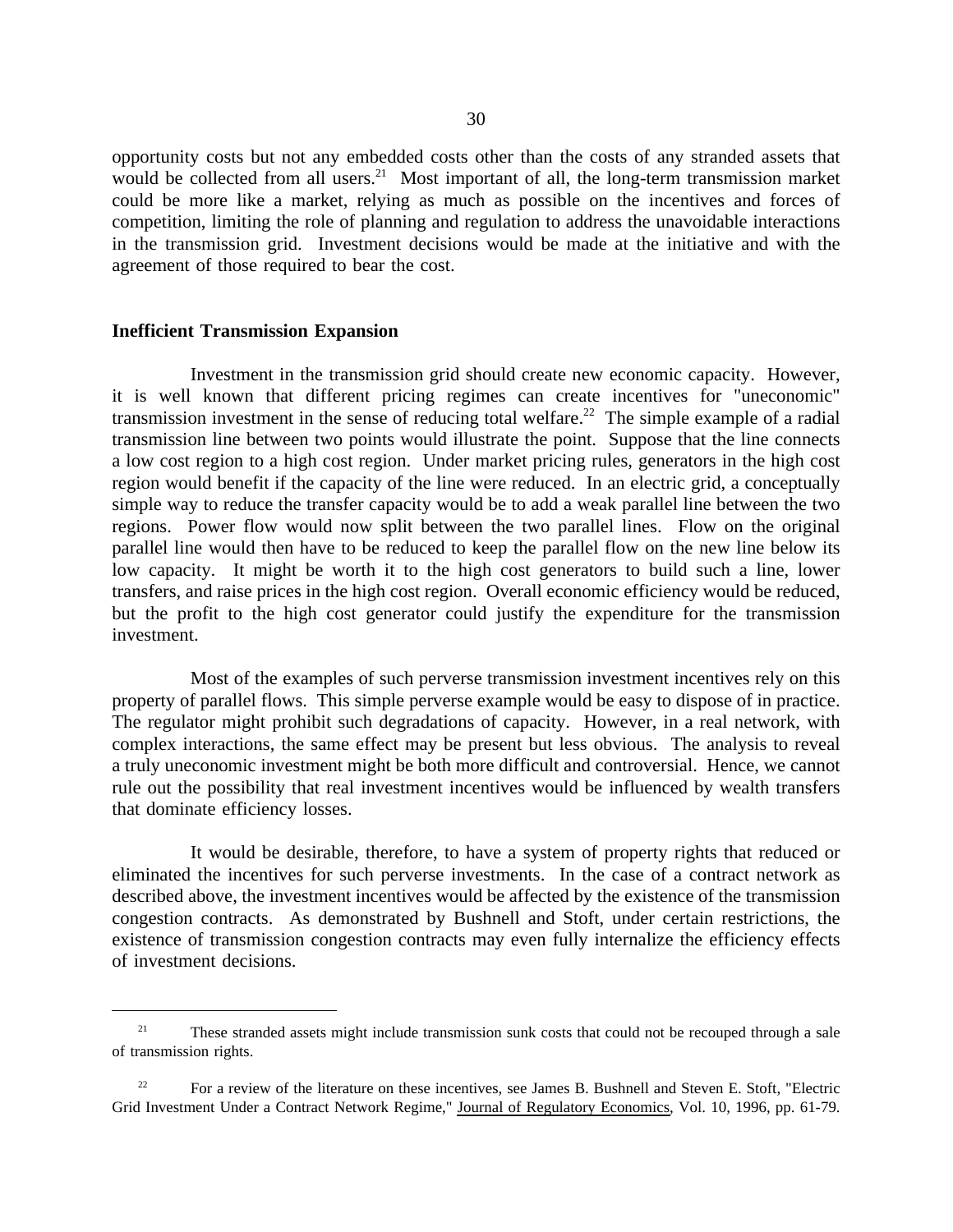opportunity costs but not any embedded costs other than the costs of any stranded assets that would be collected from all users.[21] Most important of all, the long-term transmission market could be more like a market, relying as much as possible on the incentives and forces of competition, limiting the role of planning and regulation to address the unavoidable interactions in the transmission grid. Investment decisions would be made at the initiative and with the agreement of those required to bear the cost.

### Inefficient Transmission Expansion

Investment in the transmission grid should create new economic capacity. However, it is well known that different pricing regimes can create incentives for "uneconomic" transmission investment in the sense of reducing total welfare.[22] The simple example of a radial transmission line between two points would illustrate the point. Suppose that the line connects a low cost region to a high cost region. Under market pricing rules, generators in the high cost region would benefit if the capacity of the line were reduced. In an electric grid, a conceptually simple way to reduce the transfer capacity would be to add a weak parallel line between the two regions. Power flow would now split between the two parallel lines. Flow on the original parallel line would then have to be reduced to keep the parallel flow on the new line below its low capacity. It might be worth it to the high cost generators to build such a line, lower transfers, and raise prices in the high cost region. Overall economic efficiency would be reduced, but the profit to the high cost generator could justify the expenditure for the transmission investment.

Most of the examples of such perverse transmission investment incentives rely on this property of parallel flows. This simple perverse example would be easy to dispose of in practice. The regulator might prohibit such degradations of capacity. However, in a real network, with complex interactions, the same effect may be present but less obvious. The analysis to reveal a truly uneconomic investment might be both more difficult and controversial. Hence, we cannot rule out the possibility that real investment incentives would be influenced by wealth transfers that dominate efficiency losses.

It would be desirable, therefore, to have a system of property rights that reduced or eliminated the incentives for such perverse investments. In the case of a contract network as described above, the investment incentives would be affected by the existence of the transmission congestion contracts. As demonstrated by Bushnell and Stoft, under certain restrictions, the existence of transmission congestion contracts may even fully internalize the efficiency effects of investment decisions.

---

[21] These stranded assets might include transmission sunk costs that could not be recouped through a sale of transmission rights.

[22] For a review of the literature on these incentives, see James B. Bushnell and Steven E. Stoft, "Electric Grid Investment Under a Contract Network Regime," Journal of Regulatory Economics, Vol. 10, 1996, pp. 61-79.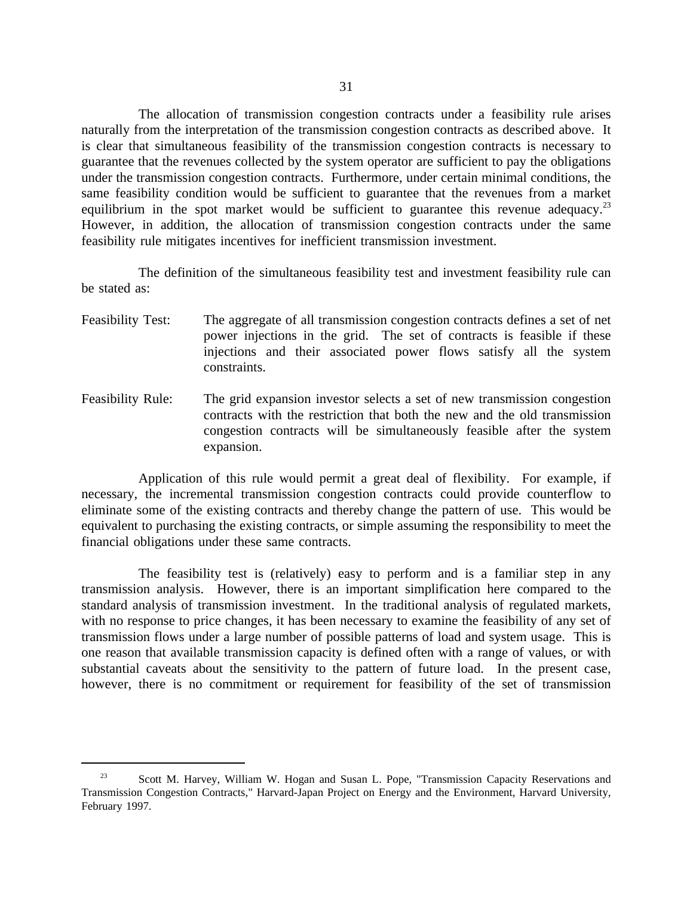The allocation of transmission congestion contracts under a feasibility rule arises naturally from the interpretation of the transmission congestion contracts as described above. It is clear that simultaneous feasibility of the transmission congestion contracts is necessary to guarantee that the revenues collected by the system operator are sufficient to pay the obligations under the transmission congestion contracts. Furthermore, under certain minimal conditions, the same feasibility condition would be sufficient to guarantee that the revenues from a market equilibrium in the spot market would be sufficient to guarantee this revenue adequacy.[23] However, in addition, the allocation of transmission congestion contracts under the same feasibility rule mitigates incentives for inefficient transmission investment.

The definition of the simultaneous feasibility test and investment feasibility rule can be stated as:

Feasibility Test: The aggregate of all transmission congestion contracts defines a set of net power injections in the grid. The set of contracts is feasible if these injections and their associated power flows satisfy all the system constraints.

Feasibility Rule: The grid expansion investor selects a set of new transmission congestion contracts with the restriction that both the new and the old transmission congestion contracts will be simultaneously feasible after the system expansion.

Application of this rule would permit a great deal of flexibility. For example, if necessary, the incremental transmission congestion contracts could provide counterflow to eliminate some of the existing contracts and thereby change the pattern of use. This would be equivalent to purchasing the existing contracts, or simple assuming the responsibility to meet the financial obligations under these same contracts.

The feasibility test is (relatively) easy to perform and is a familiar step in any transmission analysis. However, there is an important simplification here compared to the standard analysis of transmission investment. In the traditional analysis of regulated markets, with no response to price changes, it has been necessary to examine the feasibility of any set of transmission flows under a large number of possible patterns of load and system usage. This is one reason that available transmission capacity is defined often with a range of values, or with substantial caveats about the sensitivity to the pattern of future load. In the present case, however, there is no commitment or requirement for feasibility of the set of transmission

---

[23] Scott M. Harvey, William W. Hogan and Susan L. Pope, "Transmission Capacity Reservations and Transmission Congestion Contracts," Harvard-Japan Project on Energy and the Environment, Harvard University, February 1997.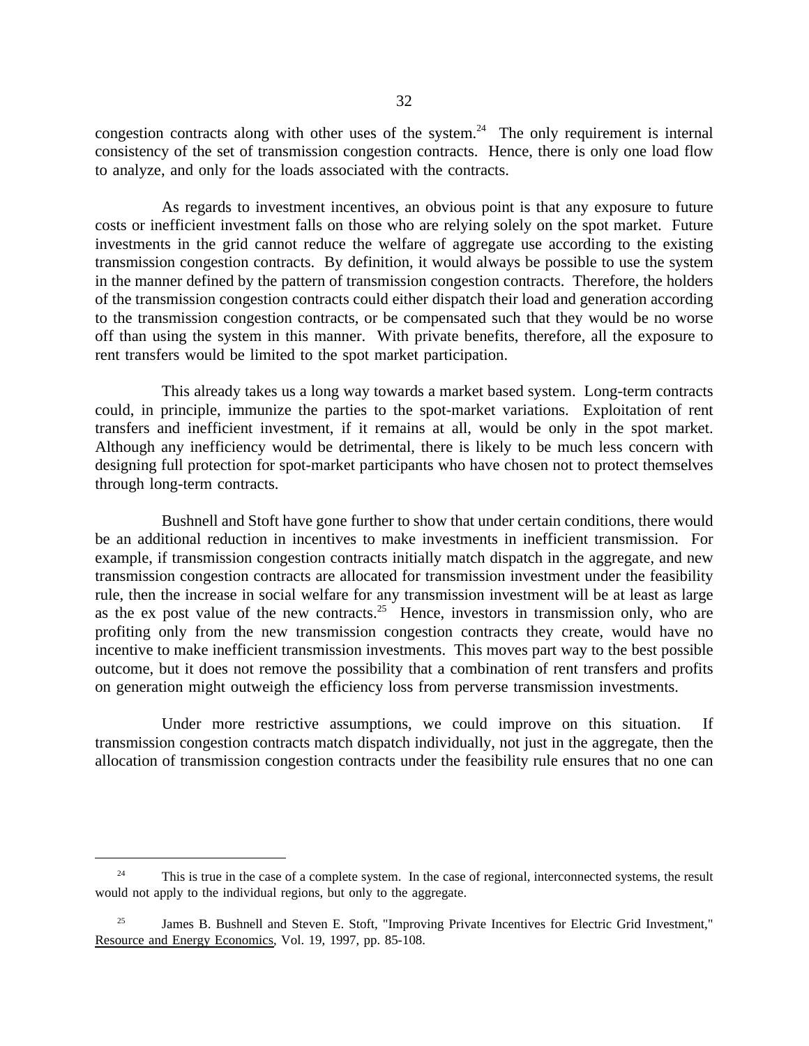congestion contracts along with other uses of the system.[24] The only requirement is internal consistency of the set of transmission congestion contracts. Hence, there is only one load flow to analyze, and only for the loads associated with the contracts.

As regards to investment incentives, an obvious point is that any exposure to future costs or inefficient investment falls on those who are relying solely on the spot market. Future investments in the grid cannot reduce the welfare of aggregate use according to the existing transmission congestion contracts. By definition, it would always be possible to use the system in the manner defined by the pattern of transmission congestion contracts. Therefore, the holders of the transmission congestion contracts could either dispatch their load and generation according to the transmission congestion contracts, or be compensated such that they would be no worse off than using the system in this manner. With private benefits, therefore, all the exposure to rent transfers would be limited to the spot market participation.

This already takes us a long way towards a market based system. Long-term contracts could, in principle, immunize the parties to the spot-market variations. Exploitation of rent transfers and inefficient investment, if it remains at all, would be only in the spot market. Although any inefficiency would be detrimental, there is likely to be much less concern with designing full protection for spot-market participants who have chosen not to protect themselves through long-term contracts.

Bushnell and Stoft have gone further to show that under certain conditions, there would be an additional reduction in incentives to make investments in inefficient transmission. For example, if transmission congestion contracts initially match dispatch in the aggregate, and new transmission congestion contracts are allocated for transmission investment under the feasibility rule, then the increase in social welfare for any transmission investment will be at least as large as the ex post value of the new contracts.[25] Hence, investors in transmission only, who are profiting only from the new transmission congestion contracts they create, would have no incentive to make inefficient transmission investments. This moves part way to the best possible outcome, but it does not remove the possibility that a combination of rent transfers and profits on generation might outweigh the efficiency loss from perverse transmission investments.

Under more restrictive assumptions, we could improve on this situation. If transmission congestion contracts match dispatch individually, not just in the aggregate, then the allocation of transmission congestion contracts under the feasibility rule ensures that no one can

---

[24] This is true in the case of a complete system. In the case of regional, interconnected systems, the result would not apply to the individual regions, but only to the aggregate.

[25] James B. Bushnell and Steven E. Stoft, "Improving Private Incentives for Electric Grid Investment," Resource and Energy Economics, Vol. 19, 1997, pp. 85-108.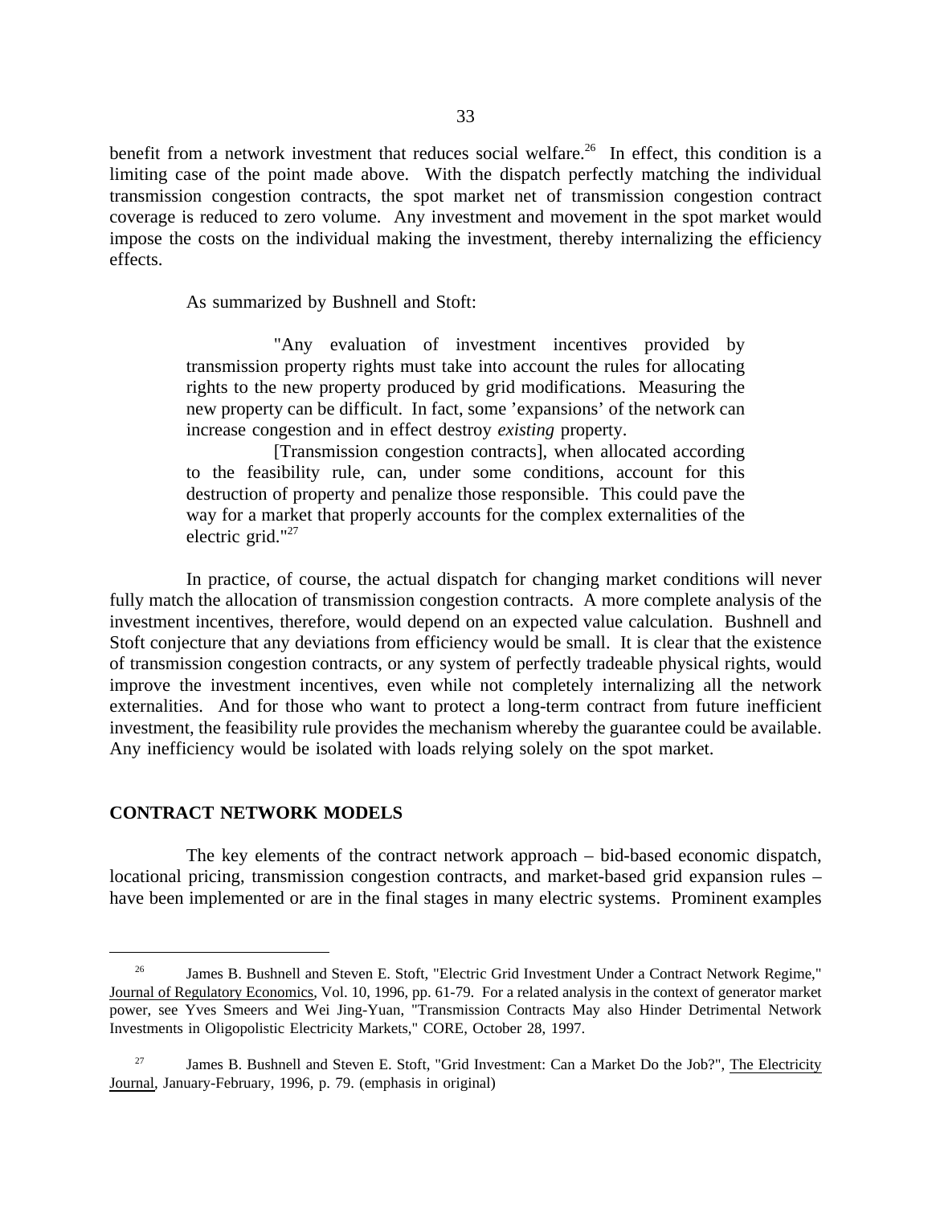benefit from a network investment that reduces social welfare.[26] In effect, this condition is a limiting case of the point made above. With the dispatch perfectly matching the individual transmission congestion contracts, the spot market net of transmission congestion contract coverage is reduced to zero volume. Any investment and movement in the spot market would impose the costs on the individual making the investment, thereby internalizing the efficiency effects.

As summarized by Bushnell and Stoft:

> "Any evaluation of investment incentives provided by transmission property rights must take into account the rules for allocating rights to the new property produced by grid modifications. Measuring the new property can be difficult. In fact, some 'expansions' of the network can increase congestion and in effect destroy *existing* property.
>
> [Transmission congestion contracts], when allocated according to the feasibility rule, can, under some conditions, account for this destruction of property and penalize those responsible. This could pave the way for a market that properly accounts for the complex externalities of the electric grid."[27]

In practice, of course, the actual dispatch for changing market conditions will never fully match the allocation of transmission congestion contracts. A more complete analysis of the investment incentives, therefore, would depend on an expected value calculation. Bushnell and Stoft conjecture that any deviations from efficiency would be small. It is clear that the existence of transmission congestion contracts, or any system of perfectly tradeable physical rights, would improve the investment incentives, even while not completely internalizing all the network externalities. And for those who want to protect a long-term contract from future inefficient investment, the feasibility rule provides the mechanism whereby the guarantee could be available. Any inefficiency would be isolated with loads relying solely on the spot market.

## CONTRACT NETWORK MODELS

The key elements of the contract network approach – bid-based economic dispatch, locational pricing, transmission congestion contracts, and market-based grid expansion rules – have been implemented or are in the final stages in many electric systems. Prominent examples

---

[26] James B. Bushnell and Steven E. Stoft, "Electric Grid Investment Under a Contract Network Regime," Journal of Regulatory Economics, Vol. 10, 1996, pp. 61-79. For a related analysis in the context of generator market power, see Yves Smeers and Wei Jing-Yuan, "Transmission Contracts May also Hinder Detrimental Network Investments in Oligopolistic Electricity Markets," CORE, October 28, 1997.

[27] James B. Bushnell and Steven E. Stoft, "Grid Investment: Can a Market Do the Job?", The Electricity Journal, January-February, 1996, p. 79. (emphasis in original)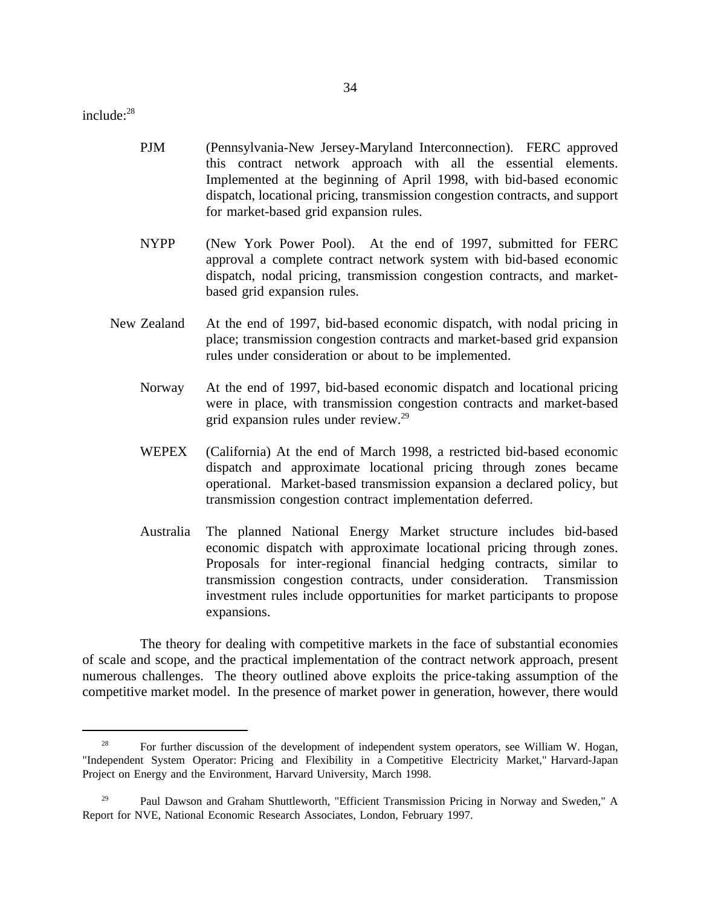include:[28]

PJM (Pennsylvania-New Jersey-Maryland Interconnection). FERC approved this contract network approach with all the essential elements. Implemented at the beginning of April 1998, with bid-based economic dispatch, locational pricing, transmission congestion contracts, and support for market-based grid expansion rules.

NYPP (New York Power Pool). At the end of 1997, submitted for FERC approval a complete contract network system with bid-based economic dispatch, nodal pricing, transmission congestion contracts, and market-based grid expansion rules.

New Zealand At the end of 1997, bid-based economic dispatch, with nodal pricing in place; transmission congestion contracts and market-based grid expansion rules under consideration or about to be implemented.

Norway At the end of 1997, bid-based economic dispatch and locational pricing were in place, with transmission congestion contracts and market-based grid expansion rules under review.[29]

WEPEX (California) At the end of March 1998, a restricted bid-based economic dispatch and approximate locational pricing through zones became operational. Market-based transmission expansion a declared policy, but transmission congestion contract implementation deferred.

Australia The planned National Energy Market structure includes bid-based economic dispatch with approximate locational pricing through zones. Proposals for inter-regional financial hedging contracts, similar to transmission congestion contracts, under consideration. Transmission investment rules include opportunities for market participants to propose expansions.

The theory for dealing with competitive markets in the face of substantial economies of scale and scope, and the practical implementation of the contract network approach, present numerous challenges. The theory outlined above exploits the price-taking assumption of the competitive market model. In the presence of market power in generation, however, there would

---

[28] For further discussion of the development of independent system operators, see William W. Hogan, "Independent System Operator: Pricing and Flexibility in a Competitive Electricity Market," Harvard-Japan Project on Energy and the Environment, Harvard University, March 1998.

[29] Paul Dawson and Graham Shuttleworth, "Efficient Transmission Pricing in Norway and Sweden," A Report for NVE, National Economic Research Associates, London, February 1997.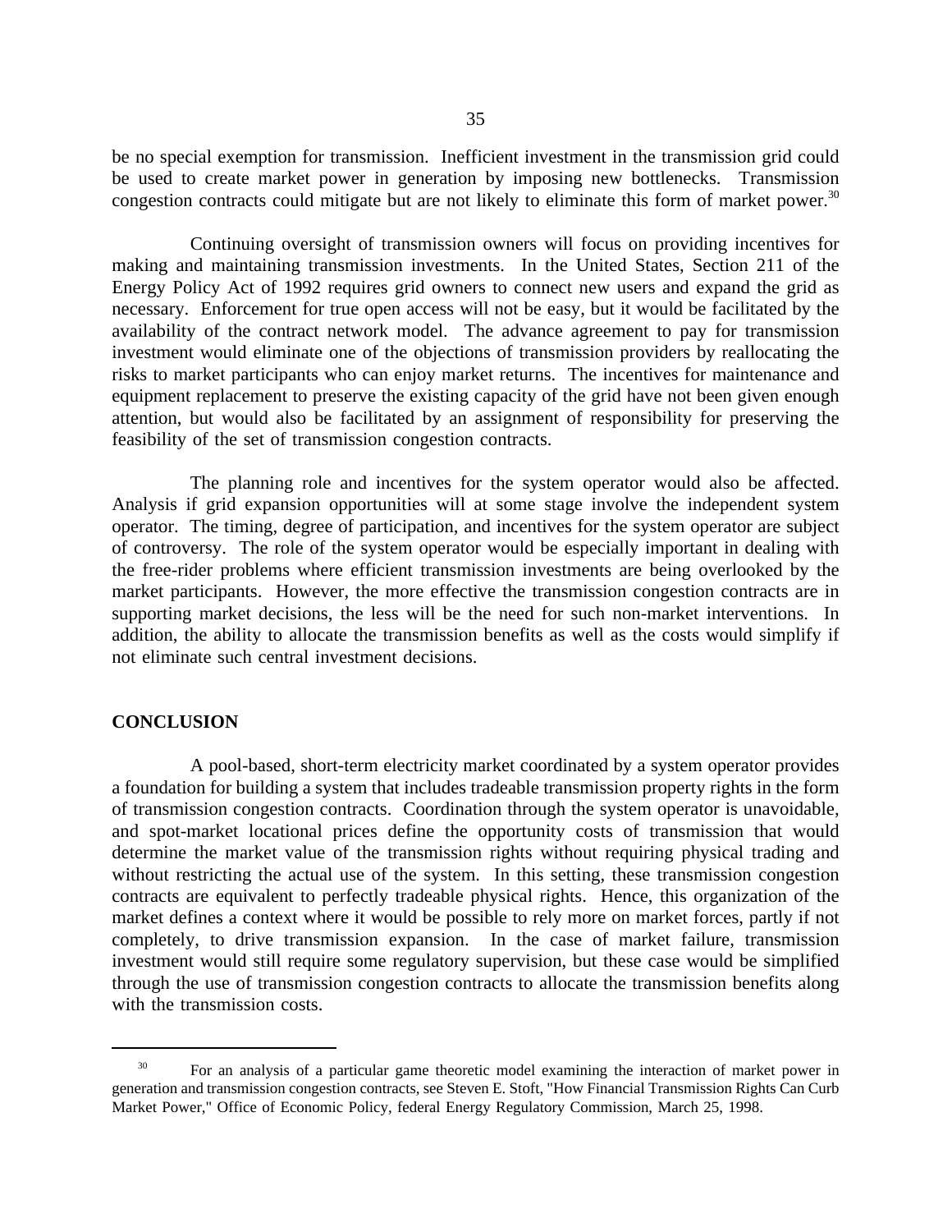be no special exemption for transmission. Inefficient investment in the transmission grid could be used to create market power in generation by imposing new bottlenecks. Transmission congestion contracts could mitigate but are not likely to eliminate this form of market power.[30]

Continuing oversight of transmission owners will focus on providing incentives for making and maintaining transmission investments. In the United States, Section 211 of the Energy Policy Act of 1992 requires grid owners to connect new users and expand the grid as necessary. Enforcement for true open access will not be easy, but it would be facilitated by the availability of the contract network model. The advance agreement to pay for transmission investment would eliminate one of the objections of transmission providers by reallocating the risks to market participants who can enjoy market returns. The incentives for maintenance and equipment replacement to preserve the existing capacity of the grid have not been given enough attention, but would also be facilitated by an assignment of responsibility for preserving the feasibility of the set of transmission congestion contracts.

The planning role and incentives for the system operator would also be affected. Analysis if grid expansion opportunities will at some stage involve the independent system operator. The timing, degree of participation, and incentives for the system operator are subject of controversy. The role of the system operator would be especially important in dealing with the free-rider problems where efficient transmission investments are being overlooked by the market participants. However, the more effective the transmission congestion contracts are in supporting market decisions, the less will be the need for such non-market interventions. In addition, the ability to allocate the transmission benefits as well as the costs would simplify if not eliminate such central investment decisions.

## CONCLUSION

A pool-based, short-term electricity market coordinated by a system operator provides a foundation for building a system that includes tradeable transmission property rights in the form of transmission congestion contracts. Coordination through the system operator is unavoidable, and spot-market locational prices define the opportunity costs of transmission that would determine the market value of the transmission rights without requiring physical trading and without restricting the actual use of the system. In this setting, these transmission congestion contracts are equivalent to perfectly tradeable physical rights. Hence, this organization of the market defines a context where it would be possible to rely more on market forces, partly if not completely, to drive transmission expansion. In the case of market failure, transmission investment would still require some regulatory supervision, but these case would be simplified through the use of transmission congestion contracts to allocate the transmission benefits along with the transmission costs.

---

[30] For an analysis of a particular game theoretic model examining the interaction of market power in generation and transmission congestion contracts, see Steven E. Stoft, "How Financial Transmission Rights Can Curb Market Power," Office of Economic Policy, federal Energy Regulatory Commission, March 25, 1998.